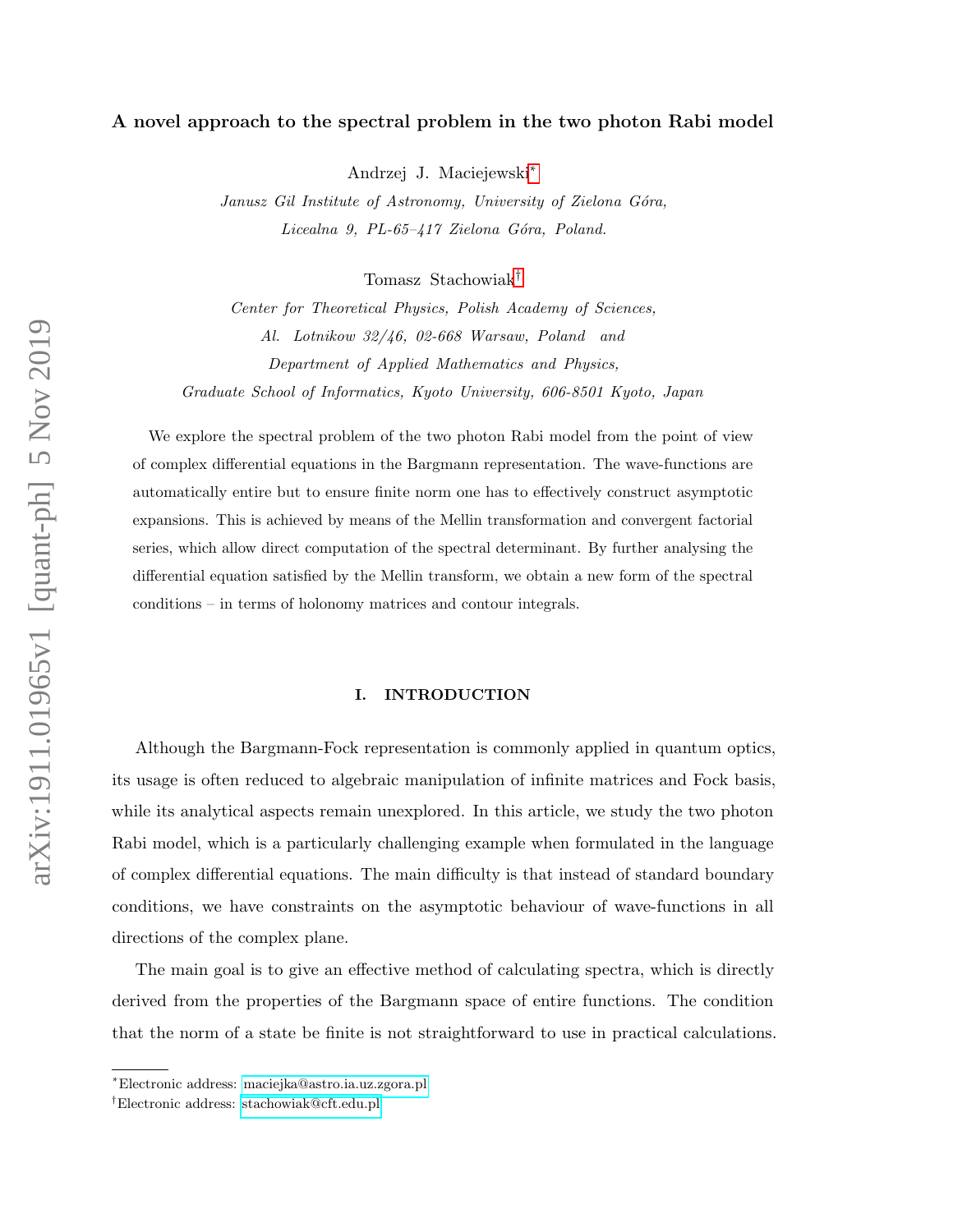# A novel approach to the spectral problem in the two photon Rabi model

Andrzej J. Maciejewski[*]

*Janusz Gil Institute of Astronomy, University of Zielona Góra,*
*Licealna 9, PL-65–417 Zielona Góra, Poland.*

Tomasz Stachowiak[†]

*Center for Theoretical Physics, Polish Academy of Sciences,*
*Al. Lotnikow 32/46, 02-668 Warsaw, Poland and*
*Department of Applied Mathematics and Physics,*
*Graduate School of Informatics, Kyoto University, 606-8501 Kyoto, Japan*

We explore the spectral problem of the two photon Rabi model from the point of view of complex differential equations in the Bargmann representation. The wave-functions are automatically entire but to ensure finite norm one has to effectively construct asymptotic expansions. This is achieved by means of the Mellin transformation and convergent factorial series, which allow direct computation of the spectral determinant. By further analysing the differential equation satisfied by the Mellin transform, we obtain a new form of the spectral conditions – in terms of holonomy matrices and contour integrals.

## I. INTRODUCTION

Although the Bargmann-Fock representation is commonly applied in quantum optics, its usage is often reduced to algebraic manipulation of infinite matrices and Fock basis, while its analytical aspects remain unexplored. In this article, we study the two photon Rabi model, which is a particularly challenging example when formulated in the language of complex differential equations. The main difficulty is that instead of standard boundary conditions, we have constraints on the asymptotic behaviour of wave-functions in all directions of the complex plane.

The main goal is to give an effective method of calculating spectra, which is directly derived from the properties of the Bargmann space of entire functions. The condition that the norm of a state be finite is not straightforward to use in practical calculations.

---

[*] Electronic address: maciejka@astro.ia.uz.zgora.pl

[†] Electronic address: stachowiak@cft.edu.pl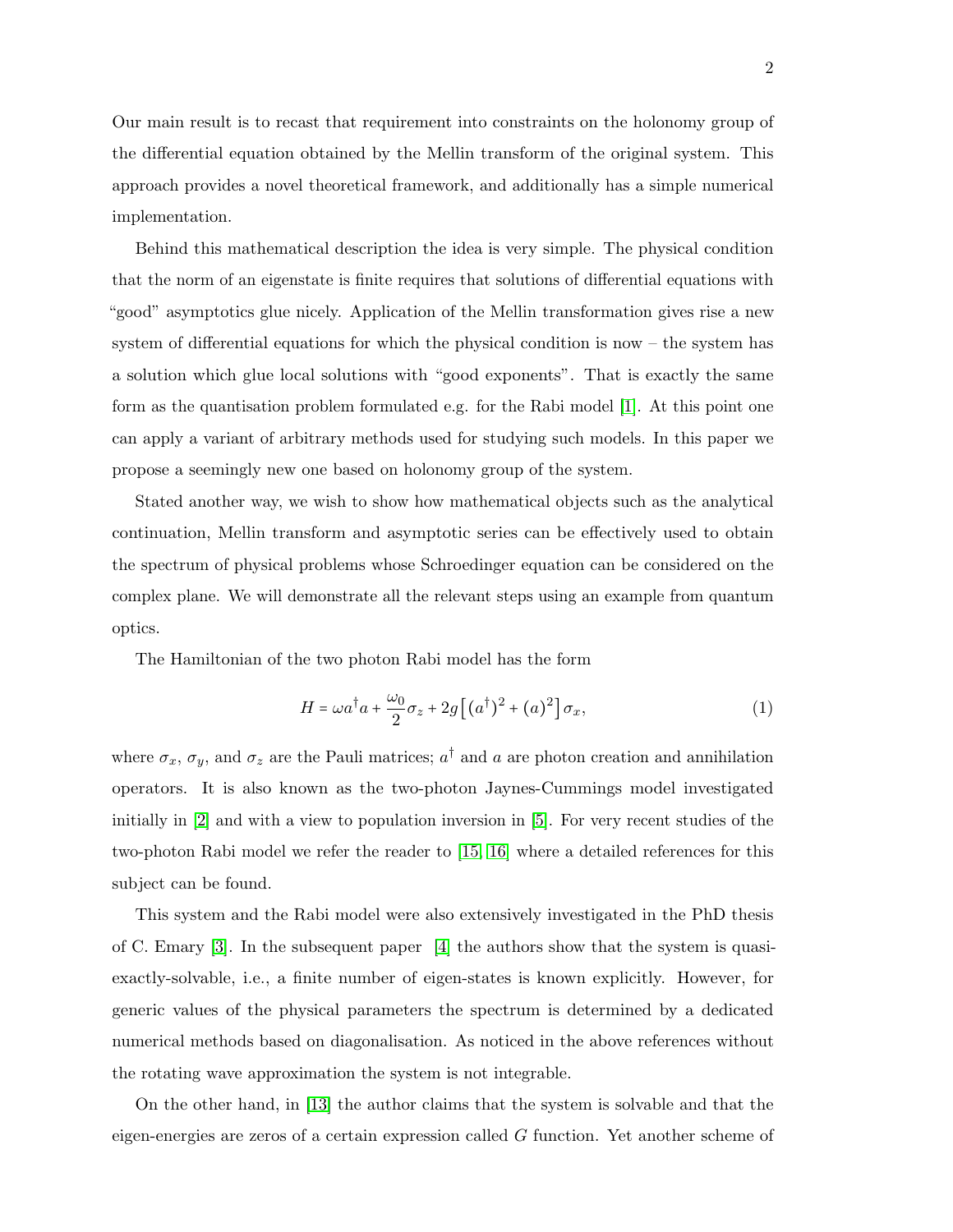Our main result is to recast that requirement into constraints on the holonomy group of the differential equation obtained by the Mellin transform of the original system. This approach provides a novel theoretical framework, and additionally has a simple numerical implementation.

Behind this mathematical description the idea is very simple. The physical condition that the norm of an eigenstate is finite requires that solutions of differential equations with "good" asymptotics glue nicely. Application of the Mellin transformation gives rise a new system of differential equations for which the physical condition is now – the system has a solution which glue local solutions with "good exponents". That is exactly the same form as the quantisation problem formulated e.g. for the Rabi model [1]. At this point one can apply a variant of arbitrary methods used for studying such models. In this paper we propose a seemingly new one based on holonomy group of the system.

Stated another way, we wish to show how mathematical objects such as the analytical continuation, Mellin transform and asymptotic series can be effectively used to obtain the spectrum of physical problems whose Schroedinger equation can be considered on the complex plane. We will demonstrate all the relevant steps using an example from quantum optics.

The Hamiltonian of the two photon Rabi model has the form

$$H = \omega a^{\dagger} a + \frac{\omega_0}{2}\sigma_z + 2g\left[(a^{\dagger})^2 + (a)^2\right]\sigma_x, \tag{1}$$

where $\sigma_x$, $\sigma_y$, and $\sigma_z$ are the Pauli matrices; $a^{\dagger}$ and $a$ are photon creation and annihilation operators. It is also known as the two-photon Jaynes-Cummings model investigated initially in [2] and with a view to population inversion in [5]. For very recent studies of the two-photon Rabi model we refer the reader to [15, 16] where a detailed references for this subject can be found.

This system and the Rabi model were also extensively investigated in the PhD thesis of C. Emary [3]. In the subsequent paper [4] the authors show that the system is quasi-exactly-solvable, i.e., a finite number of eigen-states is known explicitly. However, for generic values of the physical parameters the spectrum is determined by a dedicated numerical methods based on diagonalisation. As noticed in the above references without the rotating wave approximation the system is not integrable.

On the other hand, in [13] the author claims that the system is solvable and that the eigen-energies are zeros of a certain expression called $G$ function. Yet another scheme of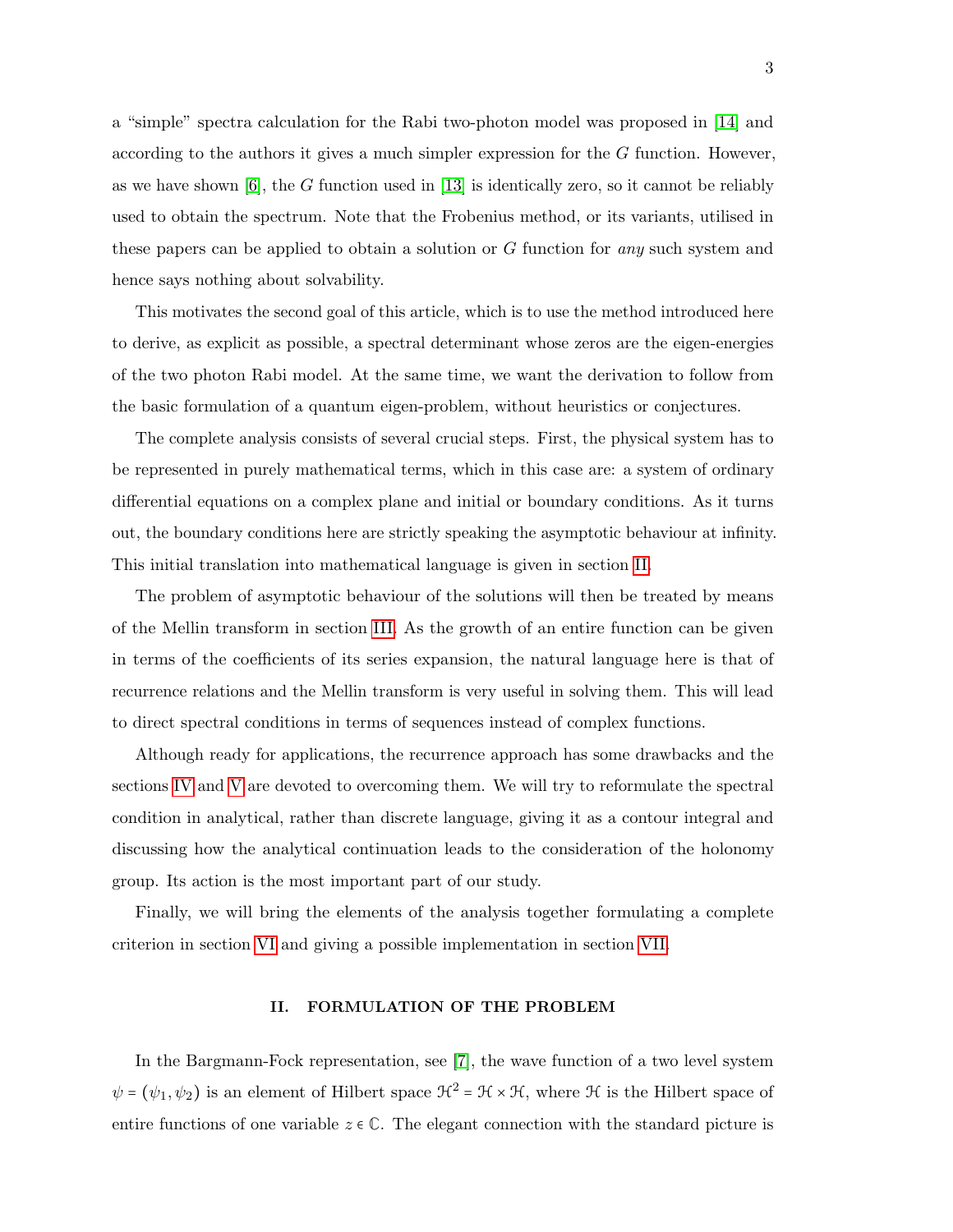a "simple" spectra calculation for the Rabi two-photon model was proposed in [14] and according to the authors it gives a much simpler expression for the $G$ function. However, as we have shown [6], the $G$ function used in [13] is identically zero, so it cannot be reliably used to obtain the spectrum. Note that the Frobenius method, or its variants, utilised in these papers can be applied to obtain a solution or $G$ function for *any* such system and hence says nothing about solvability.

This motivates the second goal of this article, which is to use the method introduced here to derive, as explicit as possible, a spectral determinant whose zeros are the eigen-energies of the two photon Rabi model. At the same time, we want the derivation to follow from the basic formulation of a quantum eigen-problem, without heuristics or conjectures.

The complete analysis consists of several crucial steps. First, the physical system has to be represented in purely mathematical terms, which in this case are: a system of ordinary differential equations on a complex plane and initial or boundary conditions. As it turns out, the boundary conditions here are strictly speaking the asymptotic behaviour at infinity. This initial translation into mathematical language is given in section II.

The problem of asymptotic behaviour of the solutions will then be treated by means of the Mellin transform in section III. As the growth of an entire function can be given in terms of the coefficients of its series expansion, the natural language here is that of recurrence relations and the Mellin transform is very useful in solving them. This will lead to direct spectral conditions in terms of sequences instead of complex functions.

Although ready for applications, the recurrence approach has some drawbacks and the sections IV and V are devoted to overcoming them. We will try to reformulate the spectral condition in analytical, rather than discrete language, giving it as a contour integral and discussing how the analytical continuation leads to the consideration of the holonomy group. Its action is the most important part of our study.

Finally, we will bring the elements of the analysis together formulating a complete criterion in section VI and giving a possible implementation in section VII.

## II. FORMULATION OF THE PROBLEM

In the Bargmann-Fock representation, see [7], the wave function of a two level system $\psi = (\psi_1, \psi_2)$ is an element of Hilbert space $\mathcal{H}^2 = \mathcal{H} \times \mathcal{H}$, where $\mathcal{H}$ is the Hilbert space of entire functions of one variable $z \in \mathbb{C}$. The elegant connection with the standard picture is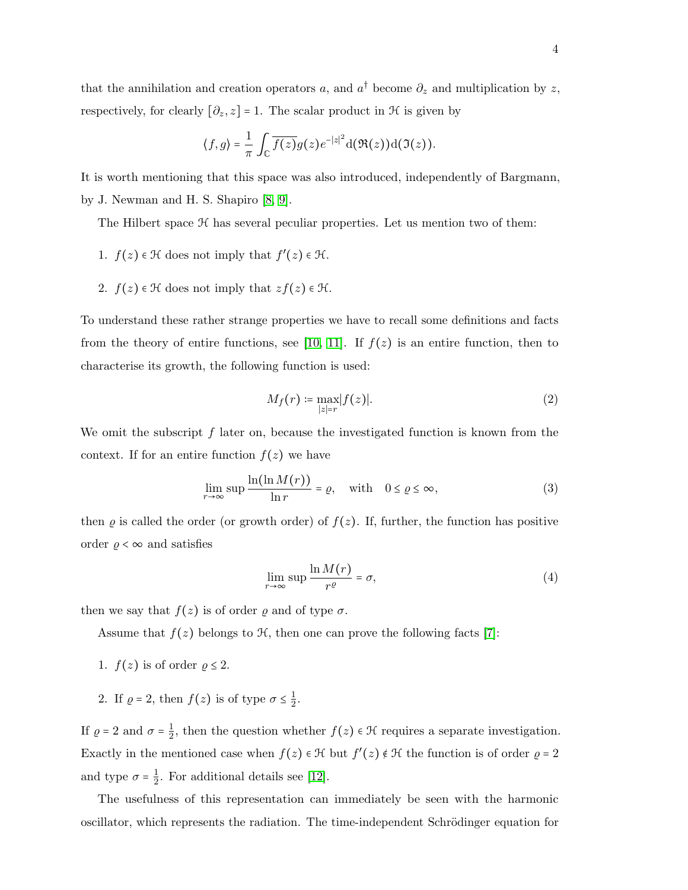that the annihilation and creation operators $a$, and $a^\dagger$ become $\partial_z$ and multiplication by $z$, respectively, for clearly $[\partial_z, z] = 1$. The scalar product in $\mathcal{H}$ is given by

$$\langle f, g\rangle = \frac{1}{\pi}\int_{\mathbb{C}} \overline{f(z)} g(z) e^{-|z|^2} \mathrm{d}(\Re(z))\mathrm{d}(\Im(z)).$$

It is worth mentioning that this space was also introduced, independently of Bargmann, by J. Newman and H. S. Shapiro [8, 9].

The Hilbert space $\mathcal{H}$ has several peculiar properties. Let us mention two of them:

1. $f(z) \in \mathcal{H}$ does not imply that $f'(z) \in \mathcal{H}$.
2. $f(z) \in \mathcal{H}$ does not imply that $zf(z) \in \mathcal{H}$.

To understand these rather strange properties we have to recall some definitions and facts from the theory of entire functions, see [10, 11]. If $f(z)$ is an entire function, then to characterise its growth, the following function is used:

$$M_f(r) := \max_{|z|=r} |f(z)|. \tag{2}$$

We omit the subscript $f$ later on, because the investigated function is known from the context. If for an entire function $f(z)$ we have

$$\lim_{r\to\infty} \sup \frac{\ln(\ln M(r))}{\ln r} = \varrho, \quad \text{with} \quad 0 \le \varrho \le \infty, \tag{3}$$

then $\varrho$ is called the order (or growth order) of $f(z)$. If, further, the function has positive order $\varrho < \infty$ and satisfies

$$\lim_{r\to\infty} \sup \frac{\ln M(r)}{r^\varrho} = \sigma, \tag{4}$$

then we say that $f(z)$ is of order $\varrho$ and of type $\sigma$.

Assume that $f(z)$ belongs to $\mathcal{H}$, then one can prove the following facts [7]:

1. $f(z)$ is of order $\varrho \le 2$.
2. If $\varrho = 2$, then $f(z)$ is of type $\sigma \le \frac{1}{2}$.

If $\varrho = 2$ and $\sigma = \frac{1}{2}$, then the question whether $f(z) \in \mathcal{H}$ requires a separate investigation. Exactly in the mentioned case when $f(z) \in \mathcal{H}$ but $f'(z) \notin \mathcal{H}$ the function is of order $\varrho = 2$ and type $\sigma = \frac{1}{2}$. For additional details see [12].

The usefulness of this representation can immediately be seen with the harmonic oscillator, which represents the radiation. The time-independent Schrödinger equation for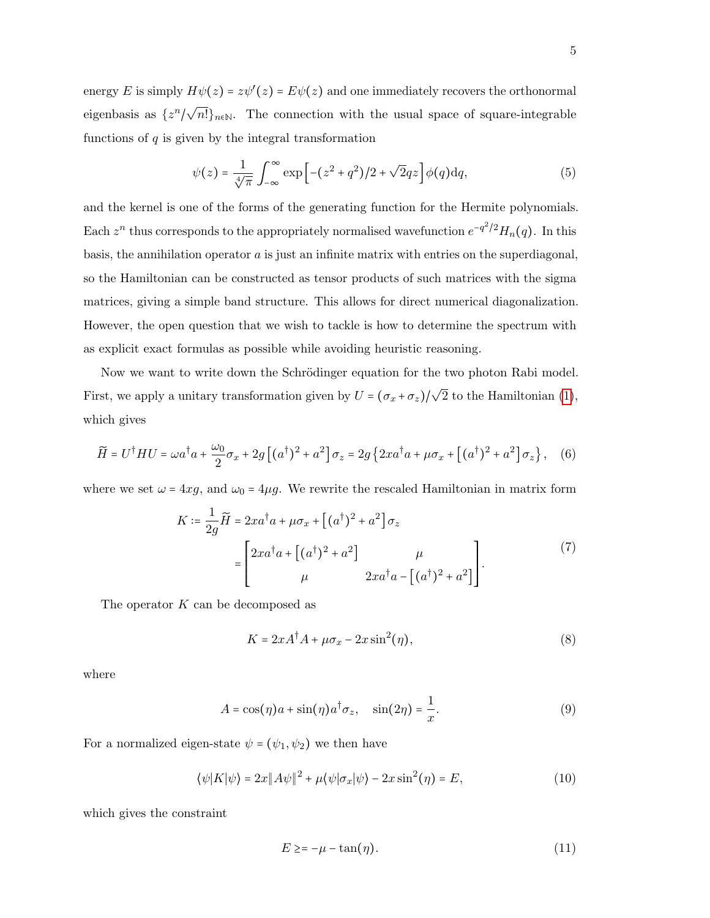energy $E$ is simply $H\psi(z) = z\psi'(z) = E\psi(z)$ and one immediately recovers the orthonormal eigenbasis as $\{z^n/\sqrt{n!}\}_{n\in\mathbb{N}}$. The connection with the usual space of square-integrable functions of $q$ is given by the integral transformation

$$\psi(z) = \frac{1}{\sqrt[4]{\pi}} \int_{-\infty}^{\infty} \exp\left[-(z^2+q^2)/2 + \sqrt{2}qz\right] \phi(q)\mathrm{d}q, \tag{5}$$

and the kernel is one of the forms of the generating function for the Hermite polynomials. Each $z^n$ thus corresponds to the appropriately normalised wavefunction $e^{-q^2/2}H_n(q)$. In this basis, the annihilation operator $a$ is just an infinite matrix with entries on the superdiagonal, so the Hamiltonian can be constructed as tensor products of such matrices with the sigma matrices, giving a simple band structure. This allows for direct numerical diagonalization. However, the open question that we wish to tackle is how to determine the spectrum with as explicit exact formulas as possible while avoiding heuristic reasoning.

Now we want to write down the Schrödinger equation for the two photon Rabi model. First, we apply a unitary transformation given by $U = (\sigma_x + \sigma_z)/\sqrt{2}$ to the Hamiltonian (1), which gives

$$\widetilde{H} = U^\dagger H U = \omega a^\dagger a + \frac{\omega_0}{2}\sigma_x + 2g\left[(a^\dagger)^2 + a^2\right]\sigma_z = 2g\left\{2xa^\dagger a + \mu\sigma_x + \left[(a^\dagger)^2 + a^2\right]\sigma_z\right\}, \tag{6}$$

where we set $\omega = 4xg$, and $\omega_0 = 4\mu g$. We rewrite the rescaled Hamiltonian in matrix form

$$\begin{aligned} K := \frac{1}{2g}\widetilde{H} &= 2xa^\dagger a + \mu\sigma_x + \left[(a^\dagger)^2 + a^2\right]\sigma_z \\ &= \begin{bmatrix} 2xa^\dagger a + \left[(a^\dagger)^2 + a^2\right] & \mu \\ \mu & 2xa^\dagger a - \left[(a^\dagger)^2 + a^2\right] \end{bmatrix}. \end{aligned} \tag{7}$$

The operator $K$ can be decomposed as

$$K = 2xA^\dagger A + \mu\sigma_x - 2x\sin^2(\eta), \tag{8}$$

where

$$A = \cos(\eta)a + \sin(\eta)a^\dagger\sigma_z, \quad \sin(2\eta) = \frac{1}{x}. \tag{9}$$

For a normalized eigen-state $\psi = (\psi_1, \psi_2)$ we then have

$$\langle\psi|K|\psi\rangle = 2x\|A\psi\|^2 + \mu\langle\psi|\sigma_x|\psi\rangle - 2x\sin^2(\eta) = E, \tag{10}$$

which gives the constraint

$$E \geq= -\mu - \tan(\eta). \tag{11}$$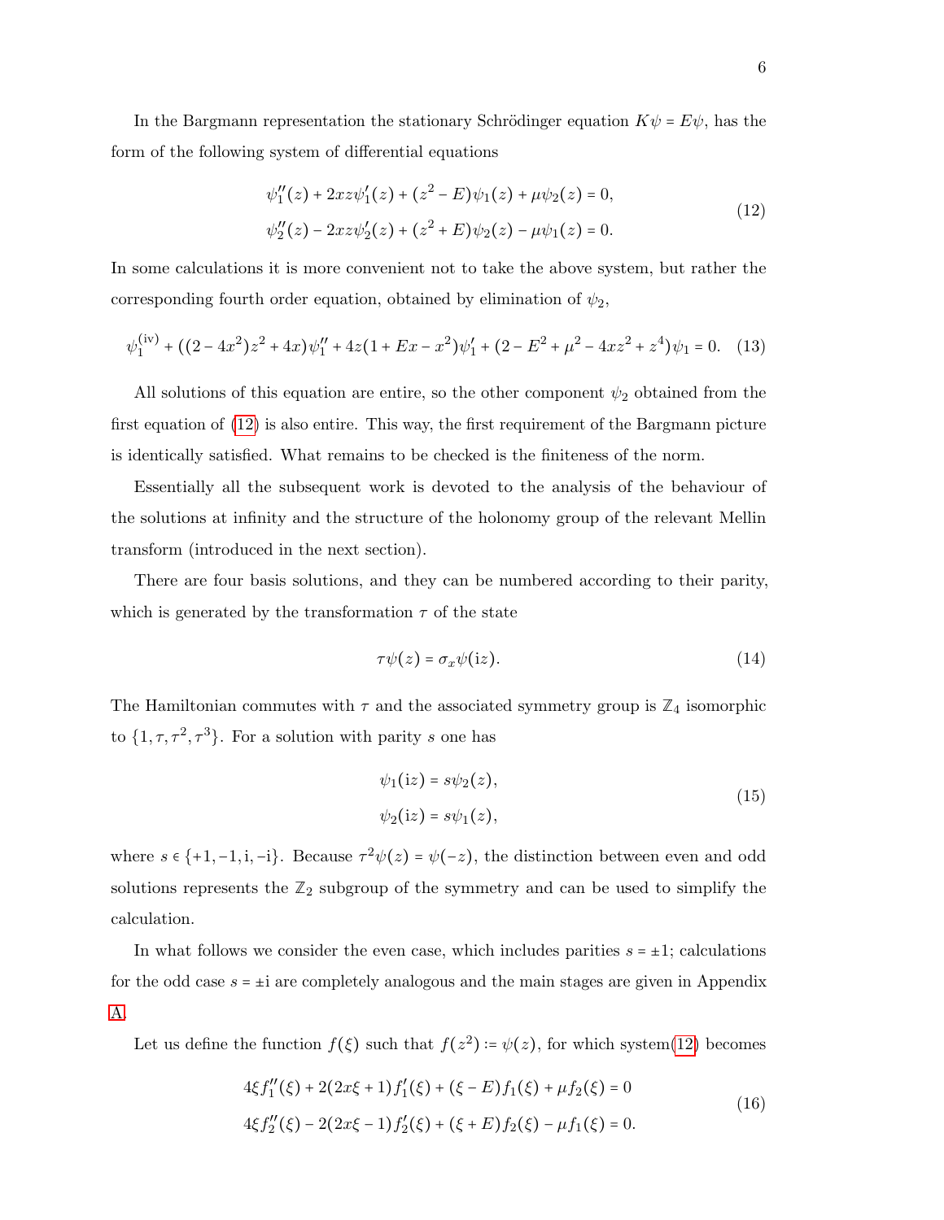In the Bargmann representation the stationary Schrödinger equation $K\psi = E\psi$, has the form of the following system of differential equations

$$
\begin{aligned}
&\psi_1''(z) + 2xz\psi_1'(z) + (z^2 - E)\psi_1(z) + \mu\psi_2(z) = 0,\\
&\psi_2''(z) - 2xz\psi_2'(z) + (z^2 + E)\psi_2(z) - \mu\psi_1(z) = 0.
\end{aligned}
\tag{12}
$$

In some calculations it is more convenient not to take the above system, but rather the corresponding fourth order equation, obtained by elimination of $\psi_2$,

$$
\psi_1^{(\mathrm{iv})} + ((2-4x^2)z^2 + 4x)\psi_1'' + 4z(1 + Ex - x^2)\psi_1' + (2 - E^2 + \mu^2 - 4xz^2 + z^4)\psi_1 = 0. \tag{13}
$$

All solutions of this equation are entire, so the other component $\psi_2$ obtained from the first equation of (12) is also entire. This way, the first requirement of the Bargmann picture is identically satisfied. What remains to be checked is the finiteness of the norm.

Essentially all the subsequent work is devoted to the analysis of the behaviour of the solutions at infinity and the structure of the holonomy group of the relevant Mellin transform (introduced in the next section).

There are four basis solutions, and they can be numbered according to their parity, which is generated by the transformation $\tau$ of the state

$$
\tau\psi(z) = \sigma_x\psi(\mathrm{i}z). \tag{14}
$$

The Hamiltonian commutes with $\tau$ and the associated symmetry group is $\mathbb{Z}_4$ isomorphic to $\{1, \tau, \tau^2, \tau^3\}$. For a solution with parity $s$ one has

$$
\begin{aligned}
\psi_1(\mathrm{i}z) &= s\psi_2(z),\\
\psi_2(\mathrm{i}z) &= s\psi_1(z),
\end{aligned}
\tag{15}
$$

where $s \in \{+1, -1, \mathrm{i}, -\mathrm{i}\}$. Because $\tau^2\psi(z) = \psi(-z)$, the distinction between even and odd solutions represents the $\mathbb{Z}_2$ subgroup of the symmetry and can be used to simplify the calculation.

In what follows we consider the even case, which includes parities $s = \pm 1$; calculations for the odd case $s = \pm\mathrm{i}$ are completely analogous and the main stages are given in Appendix A.

Let us define the function $f(\xi)$ such that $f(z^2) := \psi(z)$, for which system(12) becomes

$$
\begin{aligned}
&4\xi f_1''(\xi) + 2(2x\xi + 1)f_1'(\xi) + (\xi - E)f_1(\xi) + \mu f_2(\xi) = 0\\
&4\xi f_2''(\xi) - 2(2x\xi - 1)f_2'(\xi) + (\xi + E)f_2(\xi) - \mu f_1(\xi) = 0.
\end{aligned}
\tag{16}
$$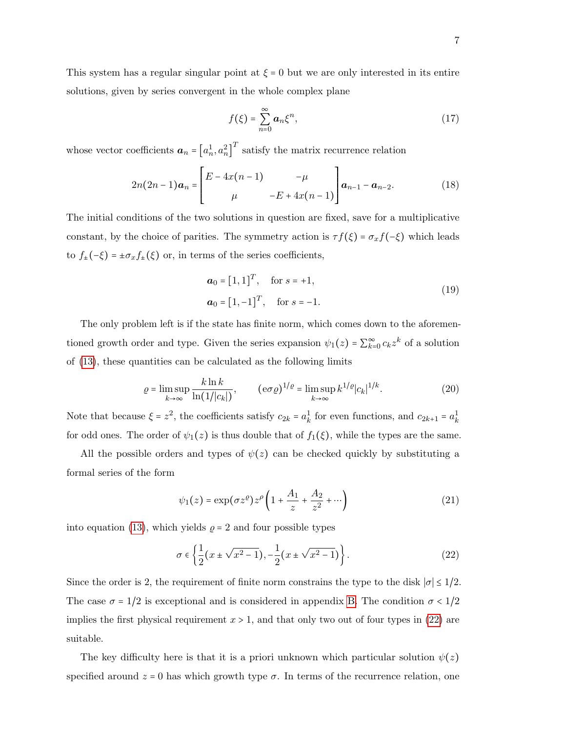This system has a regular singular point at $\xi = 0$ but we are only interested in its entire solutions, given by series convergent in the whole complex plane

$$f(\xi) = \sum_{n=0}^{\infty} \boldsymbol{a}_n \xi^n, \tag{17}$$

whose vector coefficients $\boldsymbol{a}_n = \left[a_n^1, a_n^2\right]^T$ satisfy the matrix recurrence relation

$$2n(2n-1)\boldsymbol{a}_n = \begin{bmatrix} E - 4x(n-1) & -\mu \\ \mu & -E + 4x(n-1) \end{bmatrix} \boldsymbol{a}_{n-1} - \boldsymbol{a}_{n-2}. \tag{18}$$

The initial conditions of the two solutions in question are fixed, save for a multiplicative constant, by the choice of parities. The symmetry action is $\tau f(\xi) = \sigma_x f(-\xi)$ which leads to $f_\pm(-\xi) = \pm\sigma_x f_\pm(\xi)$ or, in terms of the series coefficients,

$$\begin{aligned} \boldsymbol{a}_0 &= [1, 1]^T, \quad \text{for } s = +1, \\ \boldsymbol{a}_0 &= [1, -1]^T, \quad \text{for } s = -1. \end{aligned} \tag{19}$$

The only problem left is if the state has finite norm, which comes down to the aforementioned growth order and type. Given the series expansion $\psi_1(z) = \sum_{k=0}^{\infty} c_k z^k$ of a solution of (13), these quantities can be calculated as the following limits

$$\varrho = \limsup_{k\to\infty} \frac{k \ln k}{\ln(1/|c_k|)}, \qquad (\mathrm{e}\sigma\varrho)^{1/\varrho} = \limsup_{k\to\infty} k^{1/\varrho} |c_k|^{1/k}. \tag{20}$$

Note that because $\xi = z^2$, the coefficients satisfy $c_{2k} = a_k^1$ for even functions, and $c_{2k+1} = a_k^1$ for odd ones. The order of $\psi_1(z)$ is thus double that of $f_1(\xi)$, while the types are the same.

All the possible orders and types of $\psi(z)$ can be checked quickly by substituting a formal series of the form

$$\psi_1(z) = \exp(\sigma z^\varrho) z^\rho \left(1 + \frac{A_1}{z} + \frac{A_2}{z^2} + \cdots\right) \tag{21}$$

into equation (13), which yields $\varrho = 2$ and four possible types

$$\sigma \in \left\{ \frac{1}{2}(x \pm \sqrt{x^2 - 1}), -\frac{1}{2}(x \pm \sqrt{x^2 - 1}) \right\}. \tag{22}$$

Since the order is 2, the requirement of finite norm constrains the type to the disk $|\sigma| \leq 1/2$. The case $\sigma = 1/2$ is exceptional and is considered in appendix B. The condition $\sigma < 1/2$ implies the first physical requirement $x > 1$, and that only two out of four types in (22) are suitable.

The key difficulty here is that it is a priori unknown which particular solution $\psi(z)$ specified around $z = 0$ has which growth type $\sigma$. In terms of the recurrence relation, one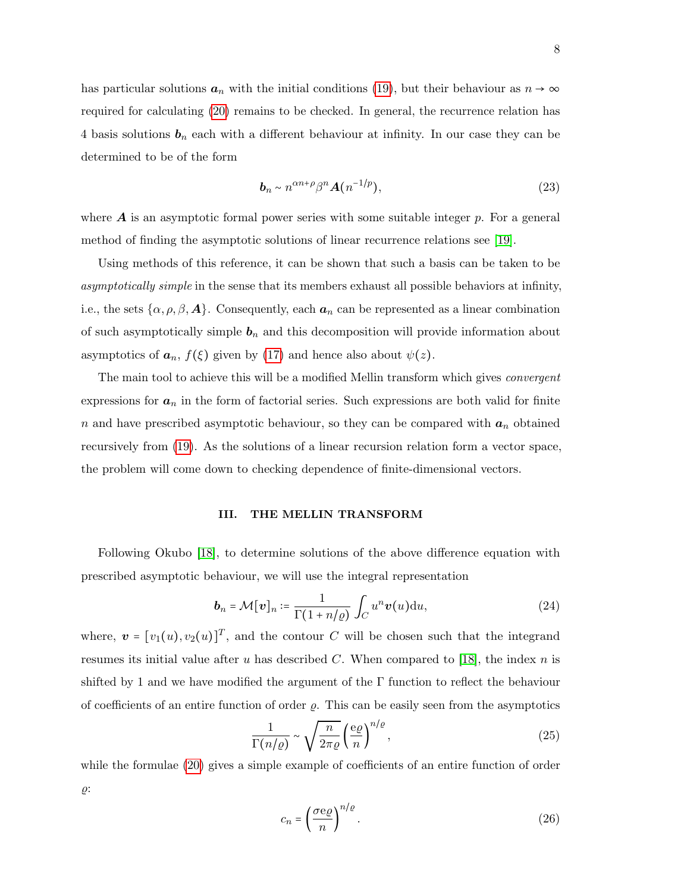has particular solutions $\boldsymbol{a}_n$ with the initial conditions (19), but their behaviour as $n \to \infty$ required for calculating (20) remains to be checked. In general, the recurrence relation has 4 basis solutions $\boldsymbol{b}_n$ each with a different behaviour at infinity. In our case they can be determined to be of the form

$$\boldsymbol{b}_n \sim n^{\alpha n+\rho}\beta^n \boldsymbol{A}(n^{-1/p}), \tag{23}$$

where $\boldsymbol{A}$ is an asymptotic formal power series with some suitable integer $p$. For a general method of finding the asymptotic solutions of linear recurrence relations see [19].

Using methods of this reference, it can be shown that such a basis can be taken to be *asymptotically simple* in the sense that its members exhaust all possible behaviors at infinity, i.e., the sets $\{\alpha, \rho, \beta, \boldsymbol{A}\}$. Consequently, each $\boldsymbol{a}_n$ can be represented as a linear combination of such asymptotically simple $\boldsymbol{b}_n$ and this decomposition will provide information about asymptotics of $\boldsymbol{a}_n$, $f(\xi)$ given by (17) and hence also about $\psi(z)$.

The main tool to achieve this will be a modified Mellin transform which gives *convergent* expressions for $\boldsymbol{a}_n$ in the form of factorial series. Such expressions are both valid for finite $n$ and have prescribed asymptotic behaviour, so they can be compared with $\boldsymbol{a}_n$ obtained recursively from (19). As the solutions of a linear recursion relation form a vector space, the problem will come down to checking dependence of finite-dimensional vectors.

## III. THE MELLIN TRANSFORM

Following Okubo [18], to determine solutions of the above difference equation with prescribed asymptotic behaviour, we will use the integral representation

$$\boldsymbol{b}_n = \mathcal{M}[\boldsymbol{v}]_n := \frac{1}{\Gamma(1+n/\varrho)}\int_C u^n \boldsymbol{v}(u)\mathrm{d}u, \tag{24}$$

where, $\boldsymbol{v} = [v_1(u), v_2(u)]^T$, and the contour $C$ will be chosen such that the integrand resumes its initial value after $u$ has described $C$. When compared to [18], the index $n$ is shifted by 1 and we have modified the argument of the $\Gamma$ function to reflect the behaviour of coefficients of an entire function of order $\varrho$. This can be easily seen from the asymptotics

$$\frac{1}{\Gamma(n/\varrho)} \sim \sqrt{\frac{n}{2\pi\varrho}}\left(\frac{\mathrm{e}\varrho}{n}\right)^{n/\varrho}, \tag{25}$$

while the formulae (20) gives a simple example of coefficients of an entire function of order $\varrho$:

$$c_n = \left(\frac{\sigma \mathrm{e}\varrho}{n}\right)^{n/\varrho}. \tag{26}$$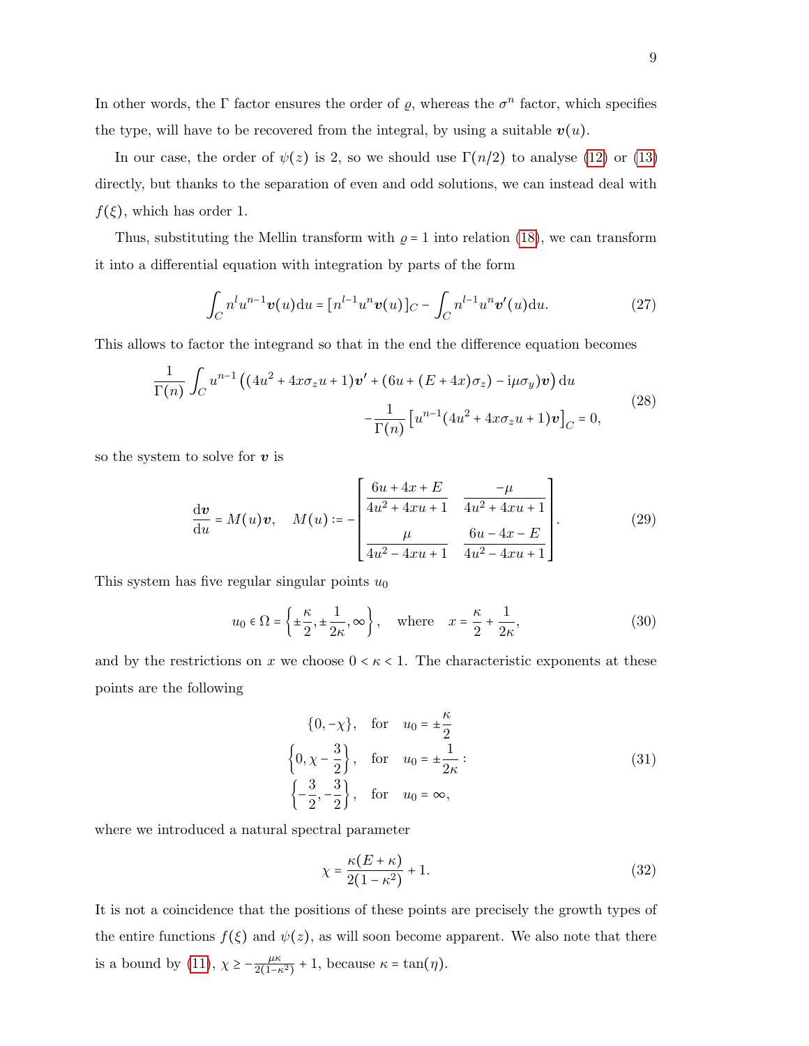In other words, the $\Gamma$ factor ensures the order of $\varrho$, whereas the $\sigma^n$ factor, which specifies the type, will have to be recovered from the integral, by using a suitable $\boldsymbol{v}(u)$.

In our case, the order of $\psi(z)$ is 2, so we should use $\Gamma(n/2)$ to analyse (12) or (13) directly, but thanks to the separation of even and odd solutions, we can instead deal with $f(\xi)$, which has order 1.

Thus, substituting the Mellin transform with $\varrho = 1$ into relation (18), we can transform it into a differential equation with integration by parts of the form

$$\int_C n^l u^{n-1} \boldsymbol{v}(u) \mathrm{d}u = [n^{l-1} u^n \boldsymbol{v}(u)]_C - \int_C n^{l-1} u^n \boldsymbol{v}'(u) \mathrm{d}u. \tag{27}$$

This allows to factor the integrand so that in the end the difference equation becomes

$$\begin{aligned} \frac{1}{\Gamma(n)} \int_C u^{n-1} \left( (4u^2 + 4x\sigma_z u + 1)\boldsymbol{v}' + (6u + (E + 4x)\sigma_z) - \mathrm{i}\mu\sigma_y)\boldsymbol{v} \right) \mathrm{d}u \\ - \frac{1}{\Gamma(n)} \left[ u^{n-1} (4u^2 + 4x\sigma_z u + 1)\boldsymbol{v} \right]_C = 0, \end{aligned} \tag{28}$$

so the system to solve for $\boldsymbol{v}$ is

$$\frac{\mathrm{d}\boldsymbol{v}}{\mathrm{d}u} = M(u)\boldsymbol{v}, \quad M(u) := - \begin{bmatrix} \dfrac{6u + 4x + E}{4u^2 + 4xu + 1} & \dfrac{-\mu}{4u^2 + 4xu + 1} \\ \dfrac{\mu}{4u^2 - 4xu + 1} & \dfrac{6u - 4x - E}{4u^2 - 4xu + 1} \end{bmatrix}. \tag{29}$$

This system has five regular singular points $u_0$

$$u_0 \in \Omega = \left\{ \pm\frac{\kappa}{2}, \pm\frac{1}{2\kappa}, \infty \right\}, \quad \text{where} \quad x = \frac{\kappa}{2} + \frac{1}{2\kappa}, \tag{30}$$

and by the restrictions on $x$ we choose $0 < \kappa < 1$. The characteristic exponents at these points are the following

$$\begin{aligned} \{0, -\chi\}, \quad &\text{for} \quad u_0 = \pm\frac{\kappa}{2} \\ \left\{0, \chi - \frac{3}{2}\right\}, \quad &\text{for} \quad u_0 = \pm\frac{1}{2\kappa} : \\ \left\{-\frac{3}{2}, -\frac{3}{2}\right\}, \quad &\text{for} \quad u_0 = \infty, \end{aligned} \tag{31}$$

where we introduced a natural spectral parameter

$$\chi = \frac{\kappa(E + \kappa)}{2(1 - \kappa^2)} + 1. \tag{32}$$

It is not a coincidence that the positions of these points are precisely the growth types of the entire functions $f(\xi)$ and $\psi(z)$, as will soon become apparent. We also note that there is a bound by (11), $\chi \geq -\frac{\mu\kappa}{2(1-\kappa^2)} + 1$, because $\kappa = \tan(\eta)$.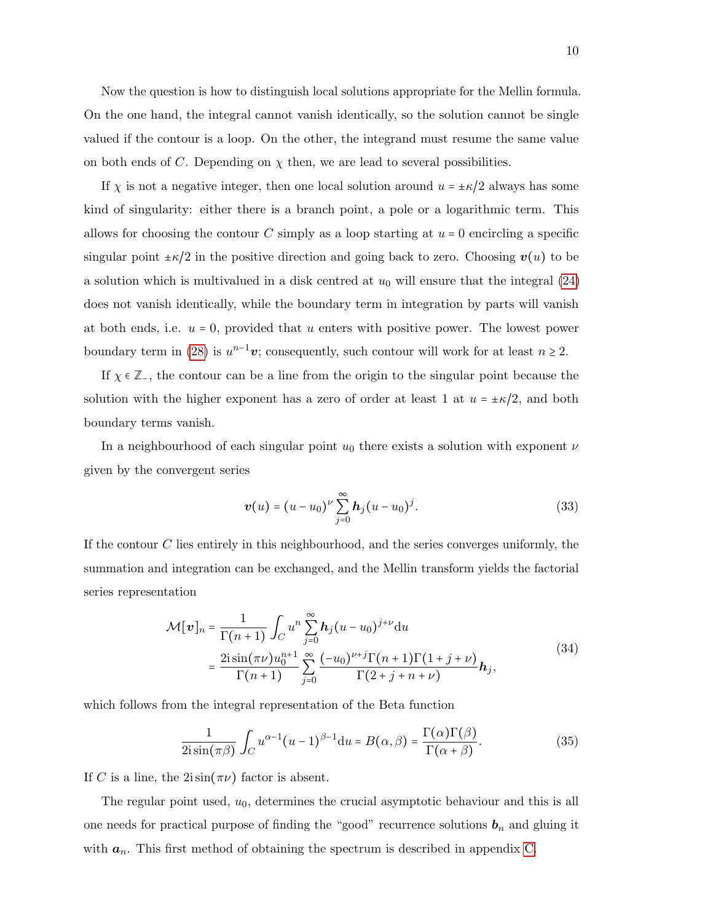Now the question is how to distinguish local solutions appropriate for the Mellin formula. On the one hand, the integral cannot vanish identically, so the solution cannot be single valued if the contour is a loop. On the other, the integrand must resume the same value on both ends of $C$. Depending on $\chi$ then, we are lead to several possibilities.

If $\chi$ is not a negative integer, then one local solution around $u = \pm\kappa/2$ always has some kind of singularity: either there is a branch point, a pole or a logarithmic term. This allows for choosing the contour $C$ simply as a loop starting at $u = 0$ encircling a specific singular point $\pm\kappa/2$ in the positive direction and going back to zero. Choosing $\boldsymbol{v}(u)$ to be a solution which is multivalued in a disk centred at $u_0$ will ensure that the integral (24) does not vanish identically, while the boundary term in integration by parts will vanish at both ends, i.e. $u = 0$, provided that $u$ enters with positive power. The lowest power boundary term in (28) is $u^{n-1}\boldsymbol{v}$; consequently, such contour will work for at least $n \geq 2$.

If $\chi \in \mathbb{Z}_-$, the contour can be a line from the origin to the singular point because the solution with the higher exponent has a zero of order at least 1 at $u = \pm\kappa/2$, and both boundary terms vanish.

In a neighbourhood of each singular point $u_0$ there exists a solution with exponent $\nu$ given by the convergent series

$$\boldsymbol{v}(u) = (u - u_0)^{\nu} \sum_{j=0}^{\infty} \boldsymbol{h}_j (u - u_0)^j. \tag{33}$$

If the contour $C$ lies entirely in this neighbourhood, and the series converges uniformly, the summation and integration can be exchanged, and the Mellin transform yields the factorial series representation

$$\begin{aligned} \mathcal{M}[\boldsymbol{v}]_n &= \frac{1}{\Gamma(n+1)} \int_C u^n \sum_{j=0}^{\infty} \boldsymbol{h}_j (u - u_0)^{j+\nu} \mathrm{d}u \\ &= \frac{2\mathrm{i}\sin(\pi\nu) u_0^{n+1}}{\Gamma(n+1)} \sum_{j=0}^{\infty} \frac{(-u_0)^{\nu+j}\Gamma(n+1)\Gamma(1+j+\nu)}{\Gamma(2+j+n+\nu)} \boldsymbol{h}_j, \end{aligned} \tag{34}$$

which follows from the integral representation of the Beta function

$$\frac{1}{2\mathrm{i}\sin(\pi\beta)} \int_C u^{\alpha-1}(u-1)^{\beta-1} \mathrm{d}u = B(\alpha, \beta) = \frac{\Gamma(\alpha)\Gamma(\beta)}{\Gamma(\alpha+\beta)}. \tag{35}$$

If $C$ is a line, the $2\mathrm{i}\sin(\pi\nu)$ factor is absent.

The regular point used, $u_0$, determines the crucial asymptotic behaviour and this is all one needs for practical purpose of finding the "good" recurrence solutions $\boldsymbol{b}_n$ and gluing it with $\boldsymbol{a}_n$. This first method of obtaining the spectrum is described in appendix C.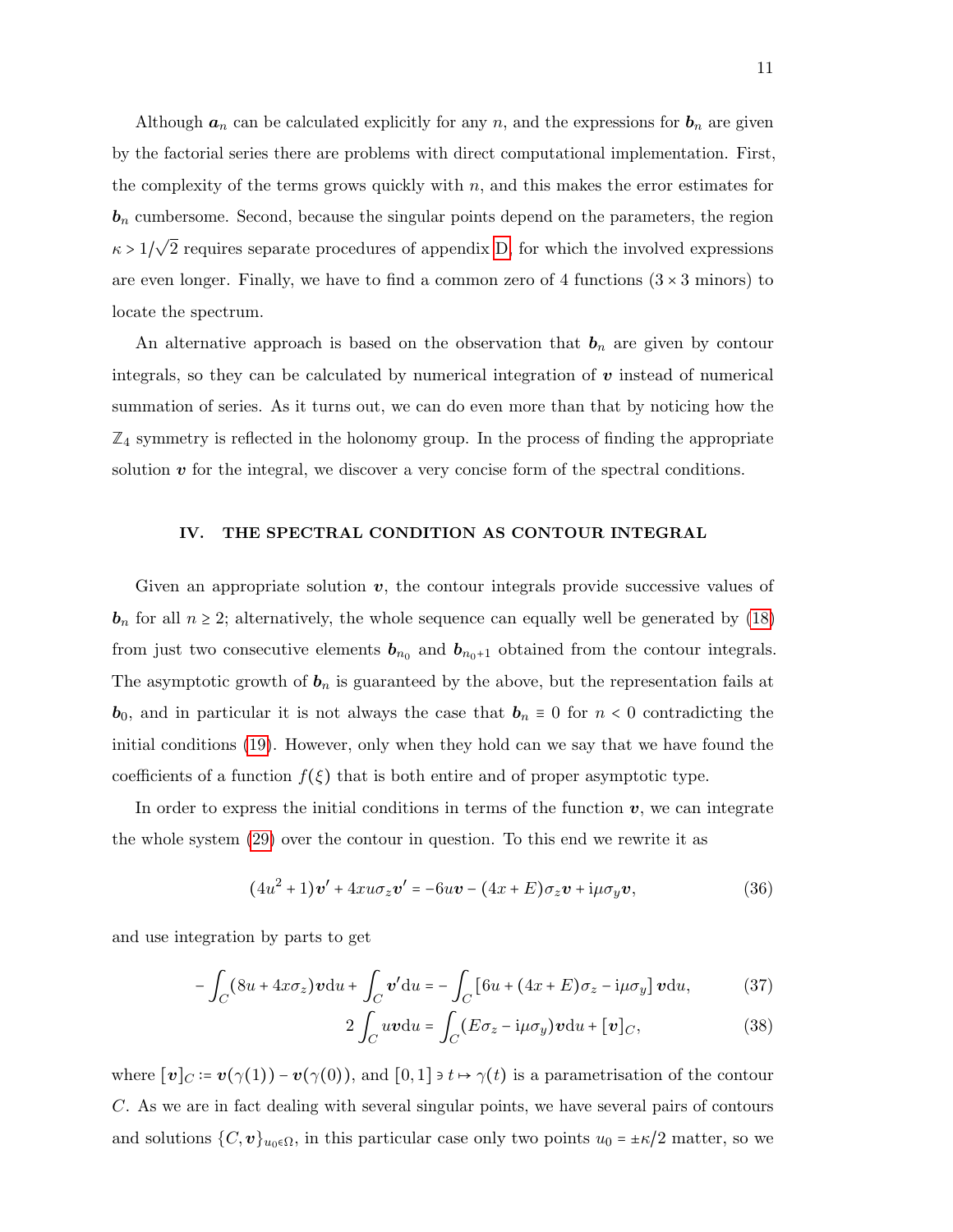Although $\boldsymbol{a}_n$ can be calculated explicitly for any $n$, and the expressions for $\boldsymbol{b}_n$ are given by the factorial series there are problems with direct computational implementation. First, the complexity of the terms grows quickly with $n$, and this makes the error estimates for $\boldsymbol{b}_n$ cumbersome. Second, because the singular points depend on the parameters, the region $\kappa > 1/\sqrt{2}$ requires separate procedures of appendix D, for which the involved expressions are even longer. Finally, we have to find a common zero of 4 functions ($3 \times 3$ minors) to locate the spectrum.

An alternative approach is based on the observation that $\boldsymbol{b}_n$ are given by contour integrals, so they can be calculated by numerical integration of $\boldsymbol{v}$ instead of numerical summation of series. As it turns out, we can do even more than that by noticing how the $\mathbb{Z}_4$ symmetry is reflected in the holonomy group. In the process of finding the appropriate solution $\boldsymbol{v}$ for the integral, we discover a very concise form of the spectral conditions.

## IV. THE SPECTRAL CONDITION AS CONTOUR INTEGRAL

Given an appropriate solution $\boldsymbol{v}$, the contour integrals provide successive values of $\boldsymbol{b}_n$ for all $n \geq 2$; alternatively, the whole sequence can equally well be generated by (18) from just two consecutive elements $\boldsymbol{b}_{n_0}$ and $\boldsymbol{b}_{n_0+1}$ obtained from the contour integrals. The asymptotic growth of $\boldsymbol{b}_n$ is guaranteed by the above, but the representation fails at $\boldsymbol{b}_0$, and in particular it is not always the case that $\boldsymbol{b}_n \equiv 0$ for $n < 0$ contradicting the initial conditions (19). However, only when they hold can we say that we have found the coefficients of a function $f(\xi)$ that is both entire and of proper asymptotic type.

In order to express the initial conditions in terms of the function $\boldsymbol{v}$, we can integrate the whole system (29) over the contour in question. To this end we rewrite it as

$$(4u^2 + 1)\boldsymbol{v}' + 4xu\sigma_z\boldsymbol{v}' = -6u\boldsymbol{v} - (4x + E)\sigma_z\boldsymbol{v} + \mathrm{i}\mu\sigma_y\boldsymbol{v}, \tag{36}$$

and use integration by parts to get

$$-\int_C (8u + 4x\sigma_z)\boldsymbol{v}\mathrm{d}u + \int_C \boldsymbol{v}'\mathrm{d}u = -\int_C \left[6u + (4x + E)\sigma_z - \mathrm{i}\mu\sigma_y\right]\boldsymbol{v}\mathrm{d}u, \tag{37}$$

$$2\int_C u\boldsymbol{v}\mathrm{d}u = \int_C (E\sigma_z - \mathrm{i}\mu\sigma_y)\boldsymbol{v}\mathrm{d}u + [\boldsymbol{v}]_C, \tag{38}$$

where $[\boldsymbol{v}]_C \coloneqq \boldsymbol{v}(\gamma(1)) - \boldsymbol{v}(\gamma(0))$, and $[0,1] \ni t \mapsto \gamma(t)$ is a parametrisation of the contour $C$. As we are in fact dealing with several singular points, we have several pairs of contours and solutions $\{C, \boldsymbol{v}\}_{u_0 \in \Omega}$, in this particular case only two points $u_0 = \pm\kappa/2$ matter, so we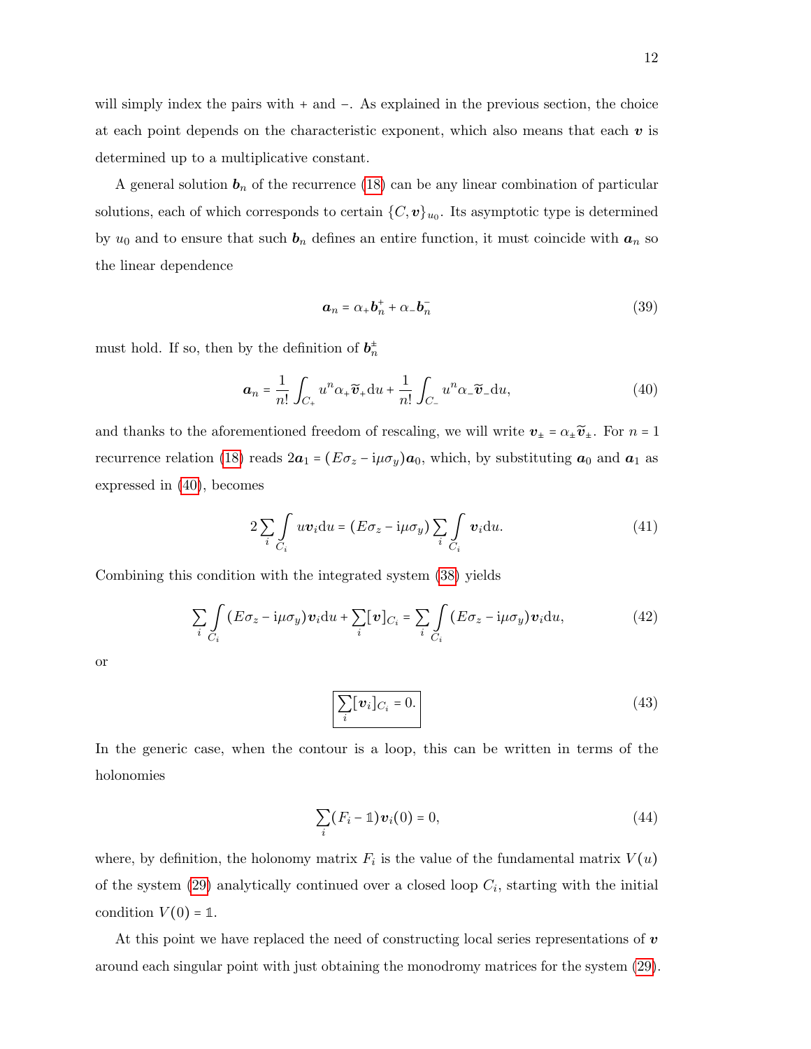will simply index the pairs with + and −. As explained in the previous section, the choice at each point depends on the characteristic exponent, which also means that each $\boldsymbol{v}$ is determined up to a multiplicative constant.

A general solution $\boldsymbol{b}_n$ of the recurrence (18) can be any linear combination of particular solutions, each of which corresponds to certain $\{C, \boldsymbol{v}\}_{u_0}$. Its asymptotic type is determined by $u_0$ and to ensure that such $\boldsymbol{b}_n$ defines an entire function, it must coincide with $\boldsymbol{a}_n$ so the linear dependence

$$\boldsymbol{a}_n = \alpha_+ \boldsymbol{b}_n^+ + \alpha_- \boldsymbol{b}_n^- \tag{39}$$

must hold. If so, then by the definition of $\boldsymbol{b}_n^\pm$

$$\boldsymbol{a}_n = \frac{1}{n!}\int_{C_+} u^n \alpha_+ \widetilde{\boldsymbol{v}}_+ \mathrm{d}u + \frac{1}{n!}\int_{C_-} u^n \alpha_- \widetilde{\boldsymbol{v}}_- \mathrm{d}u, \tag{40}$$

and thanks to the aforementioned freedom of rescaling, we will write $\boldsymbol{v}_\pm = \alpha_\pm \widetilde{\boldsymbol{v}}_\pm$. For $n = 1$ recurrence relation (18) reads $2\boldsymbol{a}_1 = (E\sigma_z - \mathrm{i}\mu\sigma_y)\boldsymbol{a}_0$, which, by substituting $\boldsymbol{a}_0$ and $\boldsymbol{a}_1$ as expressed in (40), becomes

$$2\sum_i \int\limits_{C_i} u\boldsymbol{v}_i \mathrm{d}u = (E\sigma_z - \mathrm{i}\mu\sigma_y)\sum_i \int\limits_{C_i} \boldsymbol{v}_i \mathrm{d}u. \tag{41}$$

Combining this condition with the integrated system (38) yields

$$\sum_i \int\limits_{C_i} (E\sigma_z - \mathrm{i}\mu\sigma_y)\boldsymbol{v}_i \mathrm{d}u + \sum_i [\boldsymbol{v}]_{C_i} = \sum_i \int\limits_{C_i} (E\sigma_z - \mathrm{i}\mu\sigma_y)\boldsymbol{v}_i \mathrm{d}u, \tag{42}$$

or

$$\boxed{\sum_i [\boldsymbol{v}_i]_{C_i} = 0.} \tag{43}$$

In the generic case, when the contour is a loop, this can be written in terms of the holonomies

$$\sum_i (F_i - \mathbb{1})\boldsymbol{v}_i(0) = 0, \tag{44}$$

where, by definition, the holonomy matrix $F_i$ is the value of the fundamental matrix $V(u)$ of the system (29) analytically continued over a closed loop $C_i$, starting with the initial condition $V(0) = \mathbb{1}$.

At this point we have replaced the need of constructing local series representations of $\boldsymbol{v}$ around each singular point with just obtaining the monodromy matrices for the system (29).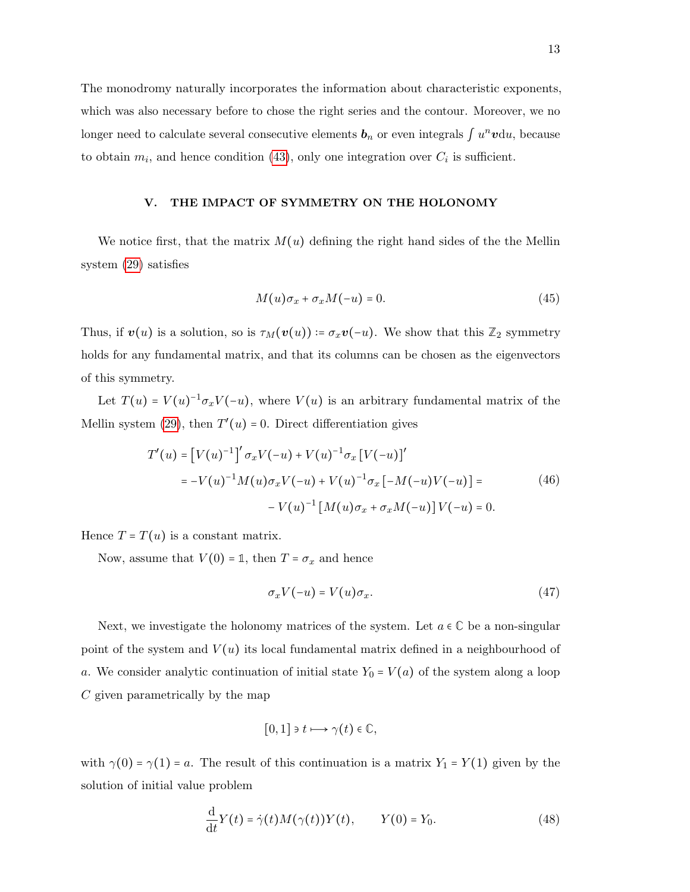The monodromy naturally incorporates the information about characteristic exponents, which was also necessary before to chose the right series and the contour. Moreover, we no longer need to calculate several consecutive elements $\boldsymbol{b}_n$ or even integrals $\int u^n \boldsymbol{v} \mathrm{d}u$, because to obtain $m_i$, and hence condition (43), only one integration over $C_i$ is sufficient.

## V. THE IMPACT OF SYMMETRY ON THE HOLONOMY

We notice first, that the matrix $M(u)$ defining the right hand sides of the the Mellin system (29) satisfies

$$M(u)\sigma_x + \sigma_x M(-u) = 0. \tag{45}$$

Thus, if $\boldsymbol{v}(u)$ is a solution, so is $\tau_M(\boldsymbol{v}(u)) \coloneqq \sigma_x \boldsymbol{v}(-u)$. We show that this $\mathbb{Z}_2$ symmetry holds for any fundamental matrix, and that its columns can be chosen as the eigenvectors of this symmetry.

Let $T(u) = V(u)^{-1}\sigma_x V(-u)$, where $V(u)$ is an arbitrary fundamental matrix of the Mellin system (29), then $T'(u) = 0$. Direct differentiation gives

$$\begin{aligned} T'(u) &= \left[V(u)^{-1}\right]' \sigma_x V(-u) + V(u)^{-1}\sigma_x \left[V(-u)\right]' \\ &= -V(u)^{-1}M(u)\sigma_x V(-u) + V(u)^{-1}\sigma_x \left[-M(-u)V(-u)\right] = \\ &\qquad - V(u)^{-1}\left[M(u)\sigma_x + \sigma_x M(-u)\right]V(-u) = 0. \end{aligned} \tag{46}$$

Hence $T = T(u)$ is a constant matrix.

Now, assume that $V(0) = \mathbb{1}$, then $T = \sigma_x$ and hence

$$\sigma_x V(-u) = V(u)\sigma_x. \tag{47}$$

Next, we investigate the holonomy matrices of the system. Let $a \in \mathbb{C}$ be a non-singular point of the system and $V(u)$ its local fundamental matrix defined in a neighbourhood of $a$. We consider analytic continuation of initial state $Y_0 = V(a)$ of the system along a loop $C$ given parametrically by the map

$$[0,1] \ni t \longmapsto \gamma(t) \in \mathbb{C},$$

with $\gamma(0) = \gamma(1) = a$. The result of this continuation is a matrix $Y_1 = Y(1)$ given by the solution of initial value problem

$$\frac{\mathrm{d}}{\mathrm{d}t}Y(t) = \dot{\gamma}(t)M(\gamma(t))Y(t), \qquad Y(0) = Y_0. \tag{48}$$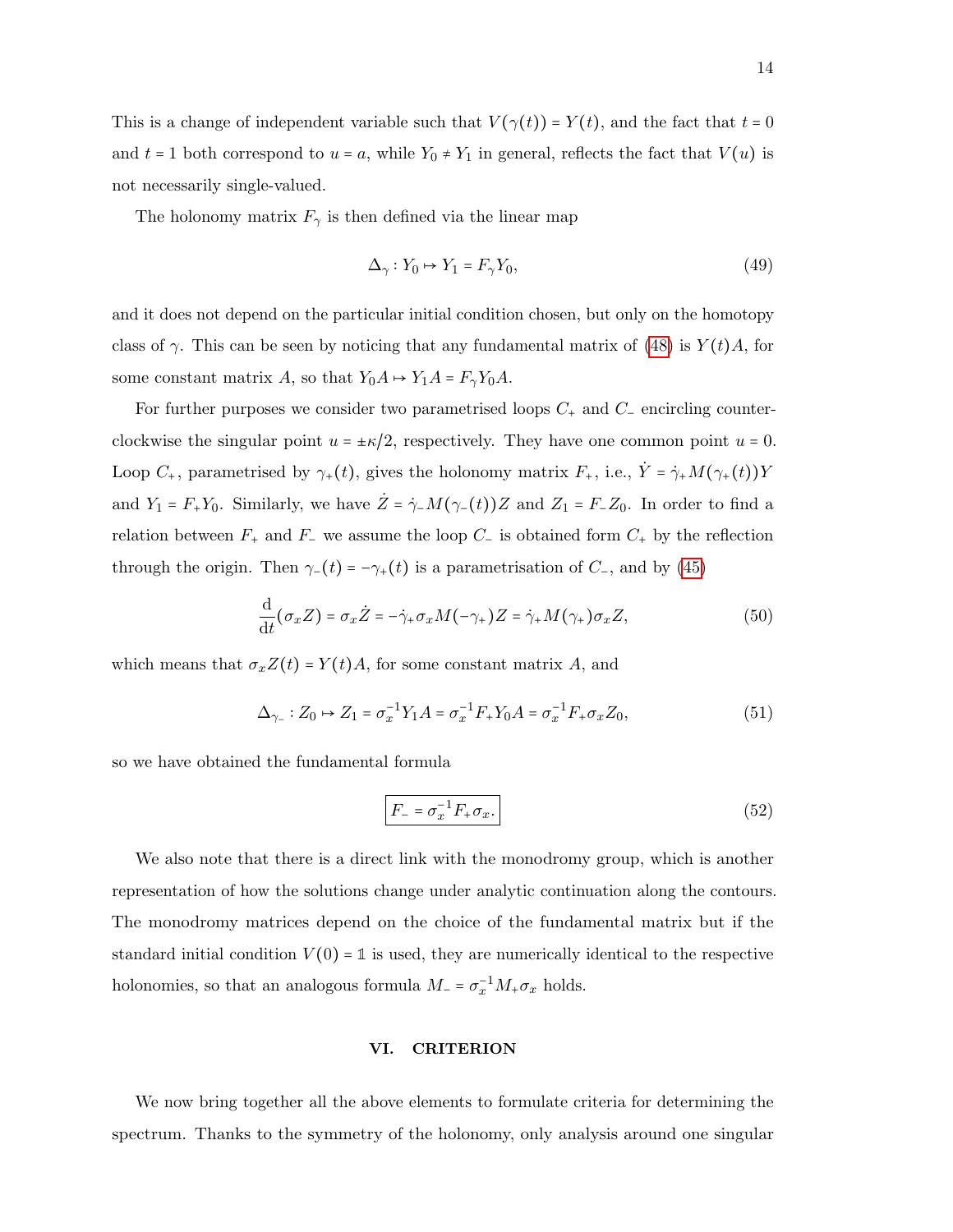This is a change of independent variable such that $V(\gamma(t)) = Y(t)$, and the fact that $t = 0$ and $t = 1$ both correspond to $u = a$, while $Y_0 \neq Y_1$ in general, reflects the fact that $V(u)$ is not necessarily single-valued.

The holonomy matrix $F_\gamma$ is then defined via the linear map

$$\Delta_\gamma : Y_0 \mapsto Y_1 = F_\gamma Y_0, \tag{49}$$

and it does not depend on the particular initial condition chosen, but only on the homotopy class of $\gamma$. This can be seen by noticing that any fundamental matrix of (48) is $Y(t)A$, for some constant matrix $A$, so that $Y_0 A \mapsto Y_1 A = F_\gamma Y_0 A$.

For further purposes we consider two parametrised loops $C_+$ and $C_-$ encircling counterclockwise the singular point $u = \pm\kappa/2$, respectively. They have one common point $u = 0$. Loop $C_+$, parametrised by $\gamma_+(t)$, gives the holonomy matrix $F_+$, i.e., $\dot{Y} = \dot{\gamma}_+ M(\gamma_+(t))Y$ and $Y_1 = F_+ Y_0$. Similarly, we have $\dot{Z} = \dot{\gamma}_- M(\gamma_-(t))Z$ and $Z_1 = F_- Z_0$. In order to find a relation between $F_+$ and $F_-$ we assume the loop $C_-$ is obtained form $C_+$ by the reflection through the origin. Then $\gamma_-(t) = -\gamma_+(t)$ is a parametrisation of $C_-$, and by (45)

$$\frac{\mathrm{d}}{\mathrm{d}t}(\sigma_x Z) = \sigma_x \dot{Z} = -\dot{\gamma}_+ \sigma_x M(-\gamma_+)Z = \dot{\gamma}_+ M(\gamma_+)\sigma_x Z, \tag{50}$$

which means that $\sigma_x Z(t) = Y(t)A$, for some constant matrix $A$, and

$$\Delta_{\gamma_-} : Z_0 \mapsto Z_1 = \sigma_x^{-1} Y_1 A = \sigma_x^{-1} F_+ Y_0 A = \sigma_x^{-1} F_+ \sigma_x Z_0, \tag{51}$$

so we have obtained the fundamental formula

$$\boxed{F_- = \sigma_x^{-1} F_+ \sigma_x.} \tag{52}$$

We also note that there is a direct link with the monodromy group, which is another representation of how the solutions change under analytic continuation along the contours. The monodromy matrices depend on the choice of the fundamental matrix but if the standard initial condition $V(0) = \mathbb{1}$ is used, they are numerically identical to the respective holonomies, so that an analogous formula $M_- = \sigma_x^{-1} M_+ \sigma_x$ holds.

## VI. CRITERION

We now bring together all the above elements to formulate criteria for determining the spectrum. Thanks to the symmetry of the holonomy, only analysis around one singular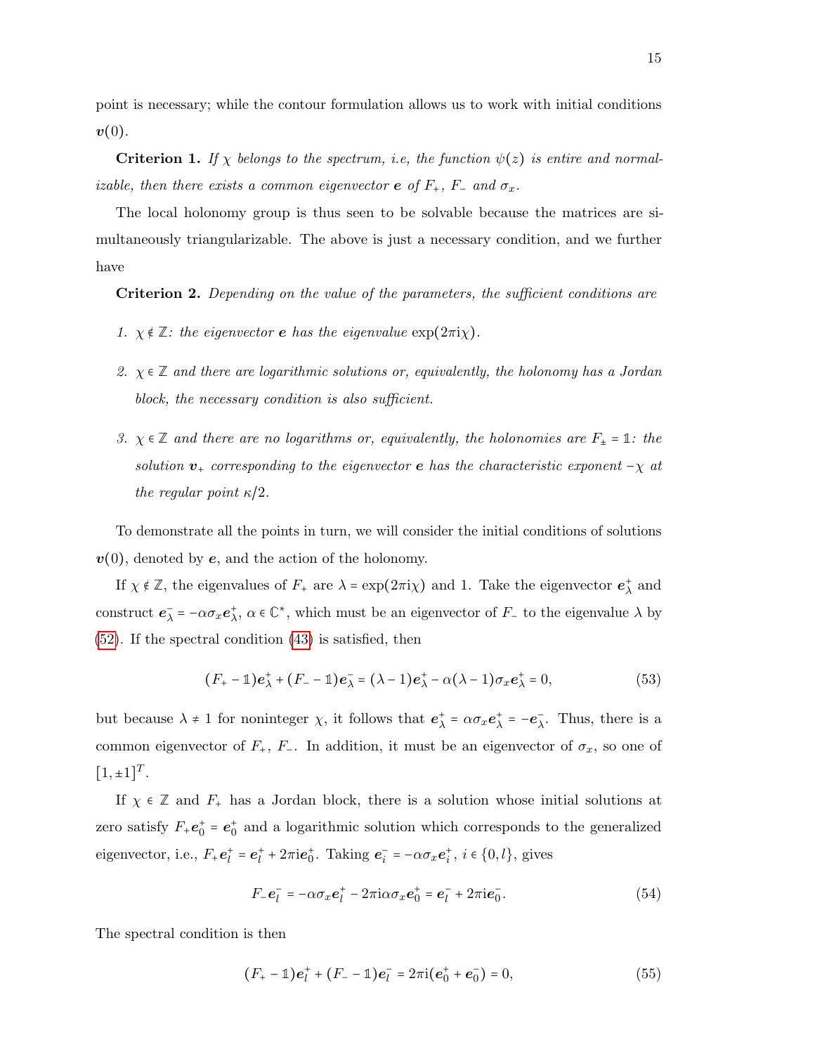point is necessary; while the contour formulation allows us to work with initial conditions $\boldsymbol{v}(0)$.

**Criterion 1.** *If $\chi$ belongs to the spectrum, i.e, the function $\psi(z)$ is entire and normalizable, then there exists a common eigenvector $\boldsymbol{e}$ of $F_+$, $F_-$ and $\sigma_x$.*

The local holonomy group is thus seen to be solvable because the matrices are simultaneously triangularizable. The above is just a necessary condition, and we further have

**Criterion 2.** *Depending on the value of the parameters, the sufficient conditions are*

1. *$\chi \notin \mathbb{Z}$: the eigenvector $\boldsymbol{e}$ has the eigenvalue $\exp(2\pi\mathrm{i}\chi)$.*
2. *$\chi \in \mathbb{Z}$ and there are logarithmic solutions or, equivalently, the holonomy has a Jordan block, the necessary condition is also sufficient.*
3. *$\chi \in \mathbb{Z}$ and there are no logarithms or, equivalently, the holonomies are $F_\pm = \mathbb{1}$: the solution $\boldsymbol{v}_+$ corresponding to the eigenvector $\boldsymbol{e}$ has the characteristic exponent $-\chi$ at the regular point $\kappa/2$.*

To demonstrate all the points in turn, we will consider the initial conditions of solutions $\boldsymbol{v}(0)$, denoted by $\boldsymbol{e}$, and the action of the holonomy.

If $\chi \notin \mathbb{Z}$, the eigenvalues of $F_+$ are $\lambda = \exp(2\pi\mathrm{i}\chi)$ and 1. Take the eigenvector $\boldsymbol{e}^+_\lambda$ and construct $\boldsymbol{e}^-_\lambda = -\alpha\sigma_x\boldsymbol{e}^+_\lambda$, $\alpha \in \mathbb{C}^*$, which must be an eigenvector of $F_-$ to the eigenvalue $\lambda$ by (52). If the spectral condition (43) is satisfied, then

$$(F_+ - \mathbb{1})\boldsymbol{e}^+_\lambda + (F_- - \mathbb{1})\boldsymbol{e}^-_\lambda = (\lambda - 1)\boldsymbol{e}^+_\lambda - \alpha(\lambda - 1)\sigma_x\boldsymbol{e}^+_\lambda = 0, \tag{53}$$

but because $\lambda \neq 1$ for noninteger $\chi$, it follows that $\boldsymbol{e}^+_\lambda = \alpha\sigma_x\boldsymbol{e}^+_\lambda = -\boldsymbol{e}^-_\lambda$. Thus, there is a common eigenvector of $F_+$, $F_-$. In addition, it must be an eigenvector of $\sigma_x$, so one of $[1, \pm 1]^T$.

If $\chi \in \mathbb{Z}$ and $F_+$ has a Jordan block, there is a solution whose initial solutions at zero satisfy $F_+\boldsymbol{e}^+_0 = \boldsymbol{e}^+_0$ and a logarithmic solution which corresponds to the generalized eigenvector, i.e., $F_+\boldsymbol{e}^+_l = \boldsymbol{e}^+_l + 2\pi\mathrm{i}\boldsymbol{e}^+_0$. Taking $\boldsymbol{e}^-_i = -\alpha\sigma_x\boldsymbol{e}^+_i$, $i \in \{0, l\}$, gives

$$F_-\boldsymbol{e}^-_l = -\alpha\sigma_x\boldsymbol{e}^+_l - 2\pi\mathrm{i}\alpha\sigma_x\boldsymbol{e}^+_0 = \boldsymbol{e}^-_l + 2\pi\mathrm{i}\boldsymbol{e}^-_0. \tag{54}$$

The spectral condition is then

$$(F_+ - \mathbb{1})\boldsymbol{e}^+_l + (F_- - \mathbb{1})\boldsymbol{e}^-_l = 2\pi\mathrm{i}(\boldsymbol{e}^+_0 + \boldsymbol{e}^-_0) = 0, \tag{55}$$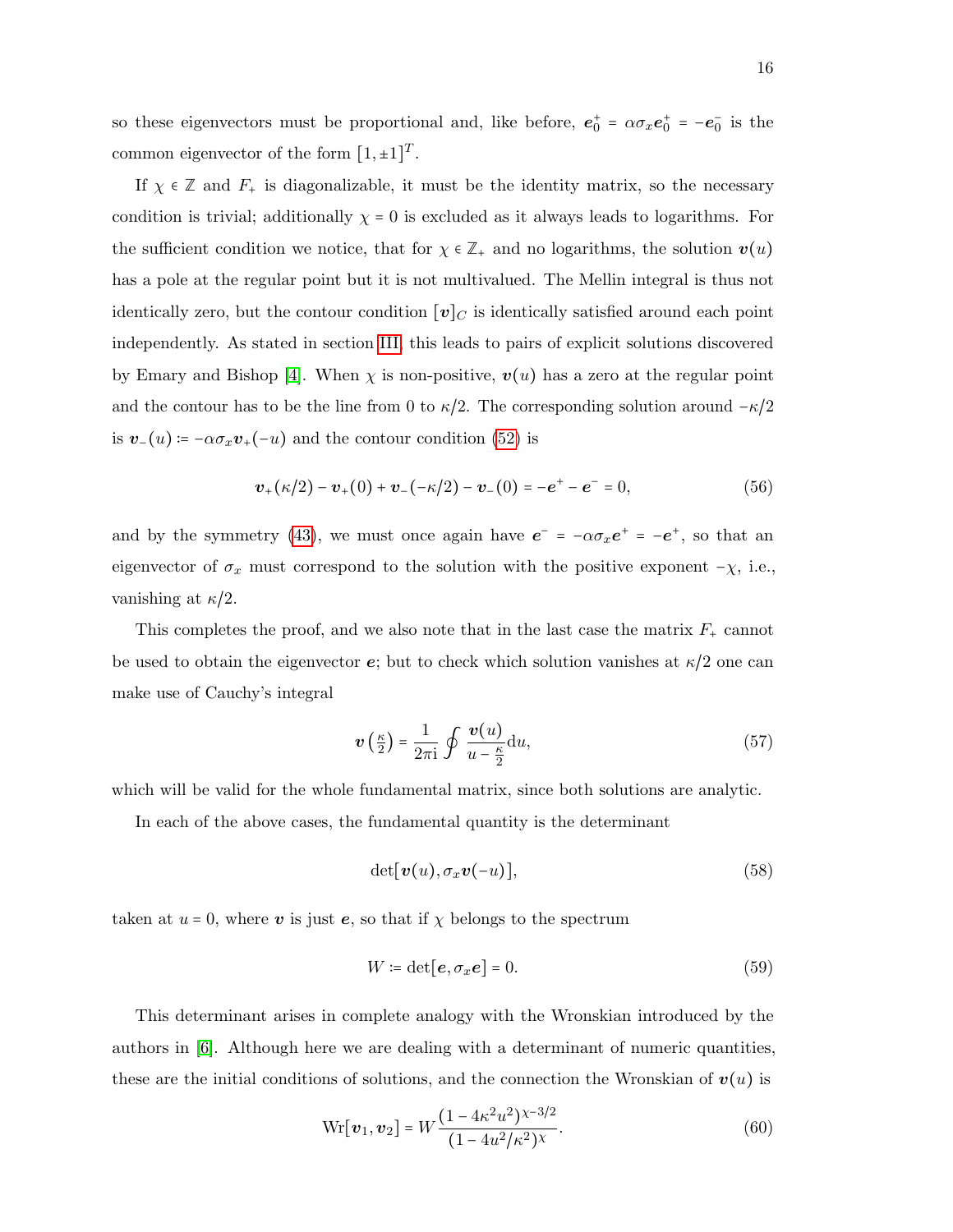so these eigenvectors must be proportional and, like before, $\boldsymbol{e}_0^+ = \alpha\sigma_x \boldsymbol{e}_0^+ = -\boldsymbol{e}_0^-$ is the common eigenvector of the form $[1, \pm 1]^T$.

If $\chi \in \mathbb{Z}$ and $F_+$ is diagonalizable, it must be the identity matrix, so the necessary condition is trivial; additionally $\chi = 0$ is excluded as it always leads to logarithms. For the sufficient condition we notice, that for $\chi \in \mathbb{Z}_+$ and no logarithms, the solution $\boldsymbol{v}(u)$ has a pole at the regular point but it is not multivalued. The Mellin integral is thus not identically zero, but the contour condition $[\boldsymbol{v}]_C$ is identically satisfied around each point independently. As stated in section III, this leads to pairs of explicit solutions discovered by Emary and Bishop [4]. When $\chi$ is non-positive, $\boldsymbol{v}(u)$ has a zero at the regular point and the contour has to be the line from 0 to $\kappa/2$. The corresponding solution around $-\kappa/2$ is $\boldsymbol{v}_-(u) \coloneqq -\alpha\sigma_x \boldsymbol{v}_+(-u)$ and the contour condition (52) is

$$\boldsymbol{v}_+(\kappa/2) - \boldsymbol{v}_+(0) + \boldsymbol{v}_-(-\kappa/2) - \boldsymbol{v}_-(0) = -\boldsymbol{e}^+ - \boldsymbol{e}^- = 0, \tag{56}$$

and by the symmetry (43), we must once again have $\boldsymbol{e}^- = -\alpha\sigma_x \boldsymbol{e}^+ = -\boldsymbol{e}^+$, so that an eigenvector of $\sigma_x$ must correspond to the solution with the positive exponent $-\chi$, i.e., vanishing at $\kappa/2$.

This completes the proof, and we also note that in the last case the matrix $F_+$ cannot be used to obtain the eigenvector $\boldsymbol{e}$; but to check which solution vanishes at $\kappa/2$ one can make use of Cauchy's integral

$$\boldsymbol{v}\left(\tfrac{\kappa}{2}\right) = \frac{1}{2\pi \mathrm{i}} \oint \frac{\boldsymbol{v}(u)}{u - \frac{\kappa}{2}} \mathrm{d}u, \tag{57}$$

which will be valid for the whole fundamental matrix, since both solutions are analytic.

In each of the above cases, the fundamental quantity is the determinant

$$\det[\boldsymbol{v}(u), \sigma_x \boldsymbol{v}(-u)], \tag{58}$$

taken at $u = 0$, where $\boldsymbol{v}$ is just $\boldsymbol{e}$, so that if $\chi$ belongs to the spectrum

$$W \coloneqq \det[\boldsymbol{e}, \sigma_x \boldsymbol{e}] = 0. \tag{59}$$

This determinant arises in complete analogy with the Wronskian introduced by the authors in [6]. Although here we are dealing with a determinant of numeric quantities, these are the initial conditions of solutions, and the connection the Wronskian of $\boldsymbol{v}(u)$ is

$$\mathrm{Wr}[\boldsymbol{v}_1, \boldsymbol{v}_2] = W \frac{(1 - 4\kappa^2 u^2)^{\chi - 3/2}}{(1 - 4u^2/\kappa^2)^{\chi}}. \tag{60}$$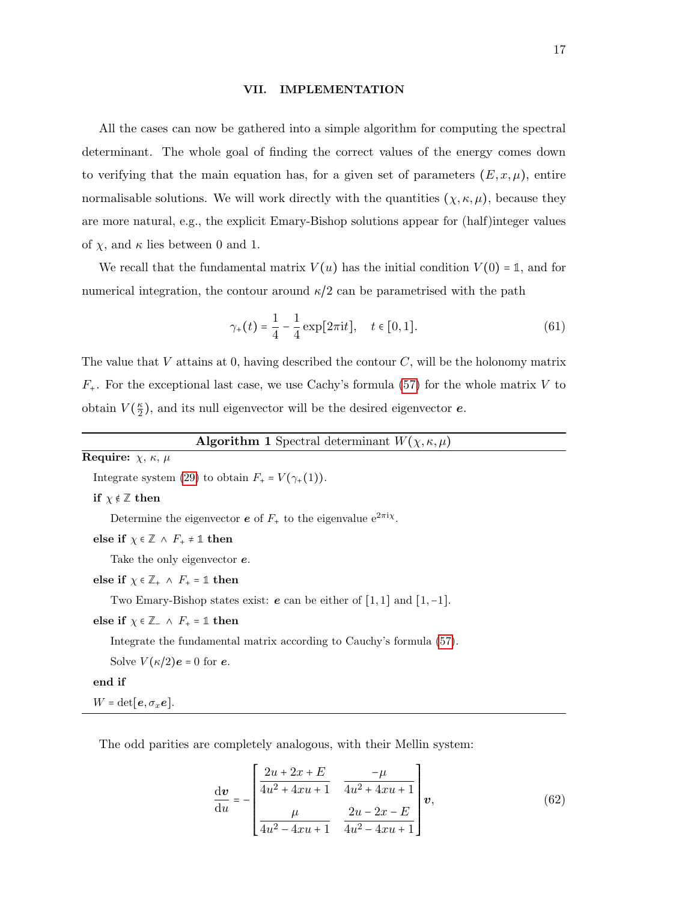## VII. IMPLEMENTATION

All the cases can now be gathered into a simple algorithm for computing the spectral determinant. The whole goal of finding the correct values of the energy comes down to verifying that the main equation has, for a given set of parameters $(E, x, \mu)$, entire normalisable solutions. We will work directly with the quantities $(\chi, \kappa, \mu)$, because they are more natural, e.g., the explicit Emary-Bishop solutions appear for (half)integer values of $\chi$, and $\kappa$ lies between 0 and 1.

We recall that the fundamental matrix $V(u)$ has the initial condition $V(0) = \mathbb{1}$, and for numerical integration, the contour around $\kappa/2$ can be parametrised with the path

$$\gamma_{+}(t) = \frac{1}{4} - \frac{1}{4}\exp[2\pi i t], \quad t \in [0,1]. \tag{61}$$

The value that $V$ attains at 0, having described the contour $C$, will be the holonomy matrix $F_{+}$. For the exceptional last case, we use Cachy's formula (57) for the whole matrix $V$ to obtain $V(\frac{\kappa}{2})$, and its null eigenvector will be the desired eigenvector $\boldsymbol{e}$.

---

**Algorithm 1** Spectral determinant $W(\chi, \kappa, \mu)$

---

**Require:** $\chi$, $\kappa$, $\mu$

Integrate system (29) to obtain $F_{+} = V(\gamma_{+}(1))$.

**if** $\chi \notin \mathbb{Z}$ **then**

 Determine the eigenvector $\boldsymbol{e}$ of $F_{+}$ to the eigenvalue $e^{2\pi i \chi}$.

**else if** $\chi \in \mathbb{Z} \wedge F_{+} \neq \mathbb{1}$ **then**

 Take the only eigenvector $\boldsymbol{e}$.

**else if** $\chi \in \mathbb{Z}_{+} \wedge F_{+} = \mathbb{1}$ **then**

 Two Emary-Bishop states exist: $\boldsymbol{e}$ can be either of $[1,1]$ and $[1,-1]$.

**else if** $\chi \in \mathbb{Z}_{-} \wedge F_{+} = \mathbb{1}$ **then**

 Integrate the fundamental matrix according to Cauchy's formula (57).

 Solve $V(\kappa/2)\boldsymbol{e} = 0$ for $\boldsymbol{e}$.

**end if**

$W = \det[\boldsymbol{e}, \sigma_x \boldsymbol{e}]$.

---

The odd parities are completely analogous, with their Mellin system:

$$\frac{\mathrm{d}\boldsymbol{v}}{\mathrm{d}u} = -\begin{bmatrix} \dfrac{2u + 2x + E}{4u^2 + 4xu + 1} & \dfrac{-\mu}{4u^2 + 4xu + 1} \\[2ex] \dfrac{\mu}{4u^2 - 4xu + 1} & \dfrac{2u - 2x - E}{4u^2 - 4xu + 1} \end{bmatrix} \boldsymbol{v}, \tag{62}$$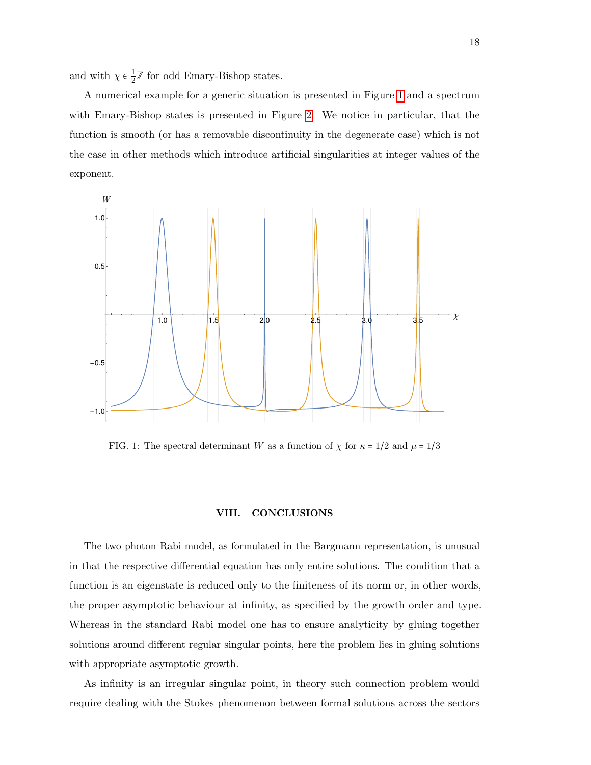and with $\chi \in \frac{1}{2}\mathbb{Z}$ for odd Emary-Bishop states.

A numerical example for a generic situation is presented in Figure 1 and a spectrum with Emary-Bishop states is presented in Figure 2. We notice in particular, that the function is smooth (or has a removable discontinuity in the degenerate case) which is not the case in other methods which introduce artificial singularities at integer values of the exponent.

FIG. 1: The spectral determinant $W$ as a function of $\chi$ for $\kappa = 1/2$ and $\mu = 1/3$

## VIII. CONCLUSIONS

The two photon Rabi model, as formulated in the Bargmann representation, is unusual in that the respective differential equation has only entire solutions. The condition that a function is an eigenstate is reduced only to the finiteness of its norm or, in other words, the proper asymptotic behaviour at infinity, as specified by the growth order and type. Whereas in the standard Rabi model one has to ensure analyticity by gluing together solutions around different regular singular points, here the problem lies in gluing solutions with appropriate asymptotic growth.

As infinity is an irregular singular point, in theory such connection problem would require dealing with the Stokes phenomenon between formal solutions across the sectors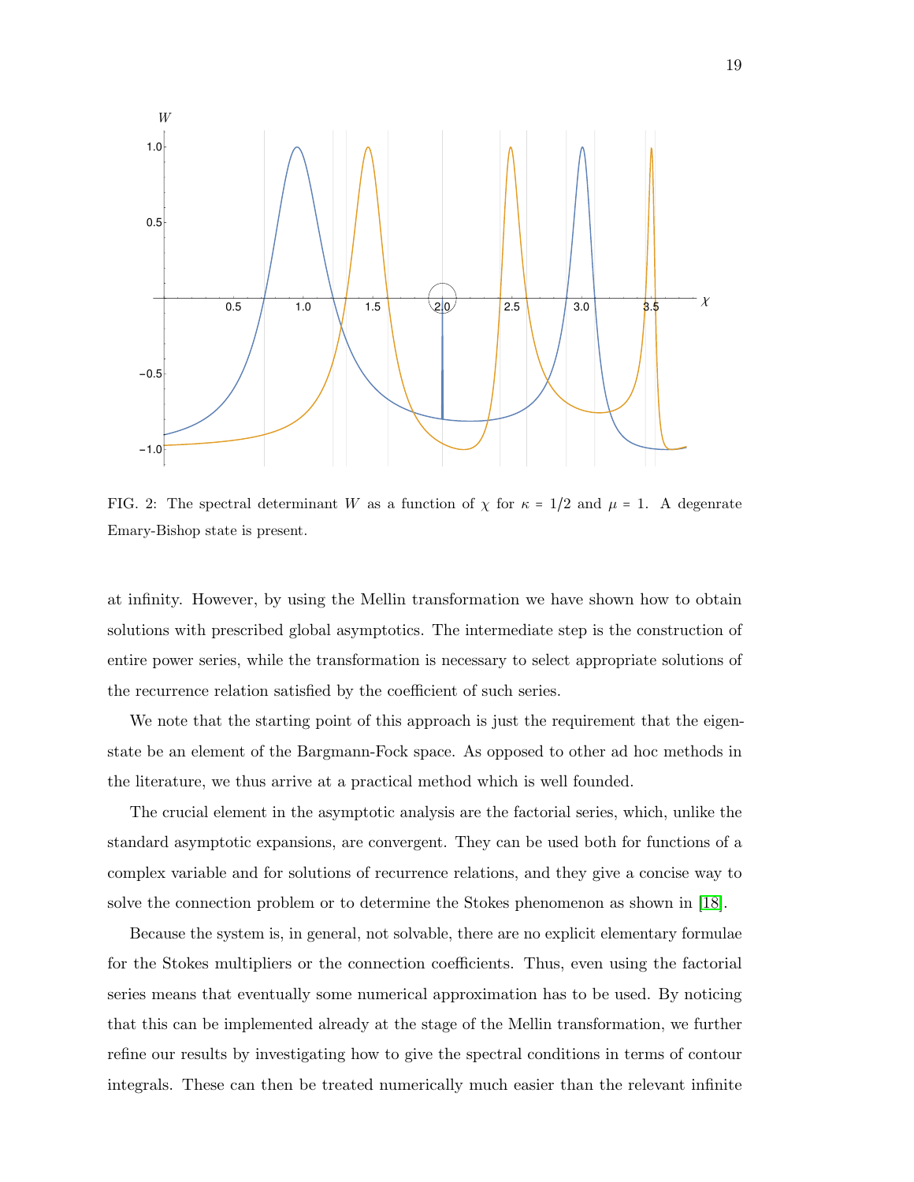FIG. 2: The spectral determinant $W$ as a function of $\chi$ for $\kappa = 1/2$ and $\mu = 1$. A degenrate Emary-Bishop state is present.

at infinity. However, by using the Mellin transformation we have shown how to obtain solutions with prescribed global asymptotics. The intermediate step is the construction of entire power series, while the transformation is necessary to select appropriate solutions of the recurrence relation satisfied by the coefficient of such series.

We note that the starting point of this approach is just the requirement that the eigenstate be an element of the Bargmann-Fock space. As opposed to other ad hoc methods in the literature, we thus arrive at a practical method which is well founded.

The crucial element in the asymptotic analysis are the factorial series, which, unlike the standard asymptotic expansions, are convergent. They can be used both for functions of a complex variable and for solutions of recurrence relations, and they give a concise way to solve the connection problem or to determine the Stokes phenomenon as shown in [18].

Because the system is, in general, not solvable, there are no explicit elementary formulae for the Stokes multipliers or the connection coefficients. Thus, even using the factorial series means that eventually some numerical approximation has to be used. By noticing that this can be implemented already at the stage of the Mellin transformation, we further refine our results by investigating how to give the spectral conditions in terms of contour integrals. These can then be treated numerically much easier than the relevant infinite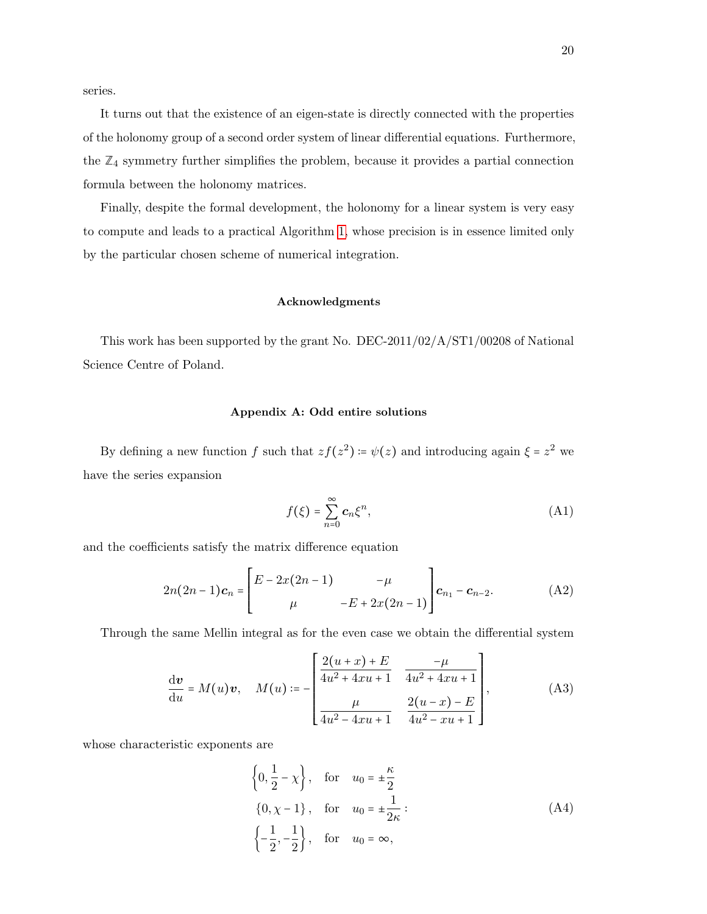series.

It turns out that the existence of an eigen-state is directly connected with the properties of the holonomy group of a second order system of linear differential equations. Furthermore, the $\mathbb{Z}_4$ symmetry further simplifies the problem, because it provides a partial connection formula between the holonomy matrices.

Finally, despite the formal development, the holonomy for a linear system is very easy to compute and leads to a practical Algorithm 1, whose precision is in essence limited only by the particular chosen scheme of numerical integration.

### Acknowledgments

This work has been supported by the grant No. DEC-2011/02/A/ST1/00208 of National Science Centre of Poland.

### Appendix A: Odd entire solutions

By defining a new function $f$ such that $zf(z^2) := \psi(z)$ and introducing again $\xi = z^2$ we have the series expansion

$$f(\xi) = \sum_{n=0}^{\infty} \boldsymbol{c}_n \xi^n, \tag{A1}$$

and the coefficients satisfy the matrix difference equation

$$2n(2n-1)\boldsymbol{c}_n = \begin{bmatrix} E - 2x(2n-1) & -\mu \\ \mu & -E + 2x(2n-1) \end{bmatrix} \boldsymbol{c}_{n_1} - \boldsymbol{c}_{n-2}. \tag{A2}$$

Through the same Mellin integral as for the even case we obtain the differential system

$$\frac{\mathrm{d}\boldsymbol{v}}{\mathrm{d}u} = M(u)\boldsymbol{v}, \quad M(u) := -\begin{bmatrix} \dfrac{2(u+x)+E}{4u^2+4xu+1} & \dfrac{-\mu}{4u^2+4xu+1} \\ \dfrac{\mu}{4u^2-4xu+1} & \dfrac{2(u-x)-E}{4u^2-xu+1} \end{bmatrix}, \tag{A3}$$

whose characteristic exponents are

$$\begin{aligned} &\left\{0, \frac{1}{2}-\chi\right\}, \quad \text{for} \quad u_0 = \pm\frac{\kappa}{2} \\ &\{0, \chi-1\}, \quad \text{for} \quad u_0 = \pm\frac{1}{2\kappa}: \\ &\left\{-\frac{1}{2}, -\frac{1}{2}\right\}, \quad \text{for} \quad u_0 = \infty, \end{aligned} \tag{A4}$$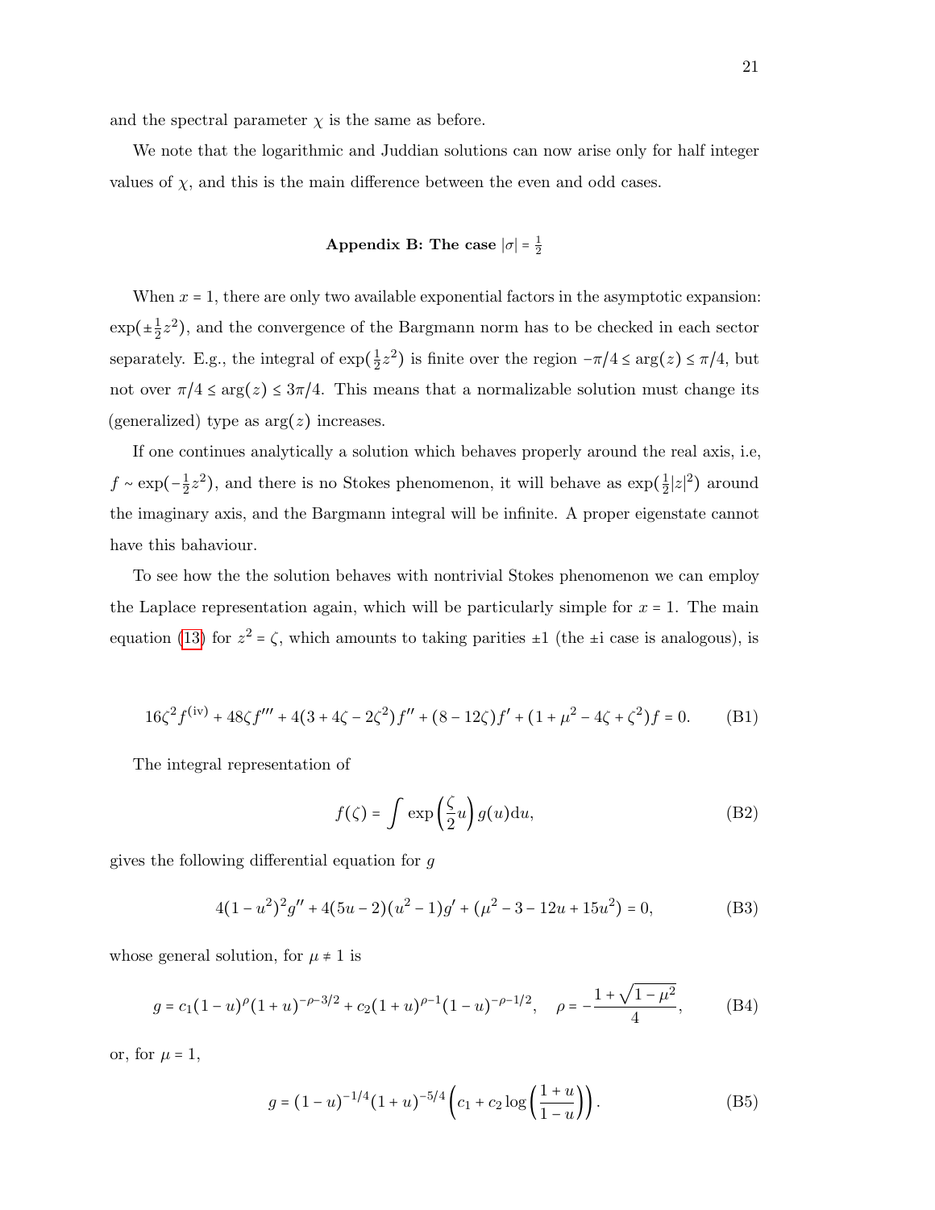and the spectral parameter $\chi$ is the same as before.

We note that the logarithmic and Juddian solutions can now arise only for half integer values of $\chi$, and this is the main difference between the even and odd cases.

### Appendix B: The case $|\sigma| = \frac{1}{2}$

When $x = 1$, there are only two available exponential factors in the asymptotic expansion: $\exp(\pm\frac{1}{2}z^2)$, and the convergence of the Bargmann norm has to be checked in each sector separately. E.g., the integral of $\exp(\frac{1}{2}z^2)$ is finite over the region $-\pi/4 \leq \arg(z) \leq \pi/4$, but not over $\pi/4 \leq \arg(z) \leq 3\pi/4$. This means that a normalizable solution must change its (generalized) type as $\arg(z)$ increases.

If one continues analytically a solution which behaves properly around the real axis, i.e, $f \sim \exp(-\frac{1}{2}z^2)$, and there is no Stokes phenomenon, it will behave as $\exp(\frac{1}{2}|z|^2)$ around the imaginary axis, and the Bargmann integral will be infinite. A proper eigenstate cannot have this bahaviour.

To see how the the solution behaves with nontrivial Stokes phenomenon we can employ the Laplace representation again, which will be particularly simple for $x = 1$. The main equation (13) for $z^2 = \zeta$, which amounts to taking parities $\pm 1$ (the $\pm$i case is analogous), is

$$16\zeta^2 f^{(\text{iv})} + 48\zeta f''' + 4(3 + 4\zeta - 2\zeta^2)f'' + (8 - 12\zeta)f' + (1 + \mu^2 - 4\zeta + \zeta^2)f = 0. \tag{B1}$$

The integral representation of

$$f(\zeta) = \int \exp\left(\frac{\zeta}{2}u\right) g(u)\mathrm{d}u, \tag{B2}$$

gives the following differential equation for $g$

$$4(1-u^2)^2 g'' + 4(5u - 2)(u^2 - 1)g' + (\mu^2 - 3 - 12u + 15u^2) = 0, \tag{B3}$$

whose general solution, for $\mu \neq 1$ is

$$g = c_1(1-u)^{\rho}(1+u)^{-\rho-3/2} + c_2(1+u)^{\rho-1}(1-u)^{-\rho-1/2}, \quad \rho = -\frac{1+\sqrt{1-\mu^2}}{4}, \tag{B4}$$

or, for $\mu = 1$,

$$g = (1-u)^{-1/4}(1+u)^{-5/4}\left(c_1 + c_2 \log\left(\frac{1+u}{1-u}\right)\right). \tag{B5}$$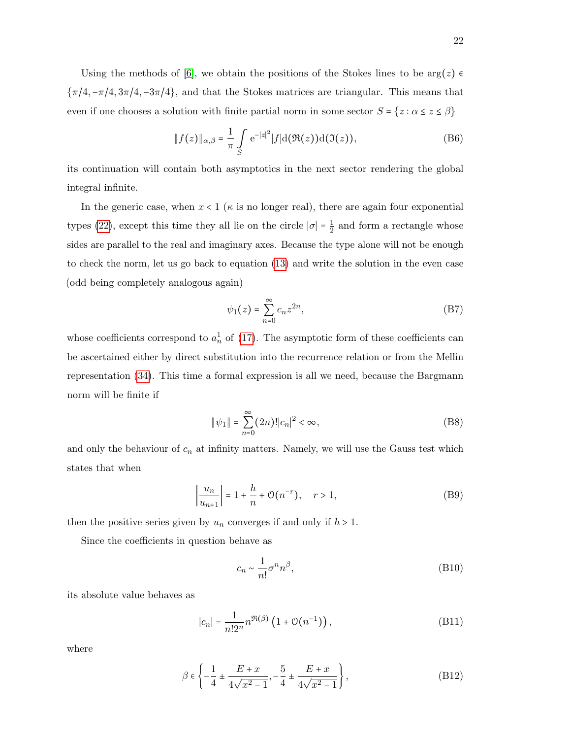Using the methods of [6], we obtain the positions of the Stokes lines to be $\arg(z) \in \{\pi/4, -\pi/4, 3\pi/4, -3\pi/4\}$, and that the Stokes matrices are triangular. This means that even if one chooses a solution with finite partial norm in some sector $S = \{z : \alpha \leq z \leq \beta\}$

$$\|f(z)\|_{\alpha,\beta} = \frac{1}{\pi} \int\limits_S \mathrm{e}^{-|z|^2} |f| \mathrm{d}(\Re(z)) \mathrm{d}(\Im(z)), \tag{B6}$$

its continuation will contain both asymptotics in the next sector rendering the global integral infinite.

In the generic case, when $x < 1$ ($\kappa$ is no longer real), there are again four exponential types (22), except this time they all lie on the circle $|\sigma| = \frac{1}{2}$ and form a rectangle whose sides are parallel to the real and imaginary axes. Because the type alone will not be enough to check the norm, let us go back to equation (13) and write the solution in the even case (odd being completely analogous again)

$$\psi_1(z) = \sum_{n=0}^{\infty} c_n z^{2n}, \tag{B7}$$

whose coefficients correspond to $a_n^1$ of (17). The asymptotic form of these coefficients can be ascertained either by direct substitution into the recurrence relation or from the Mellin representation (34). This time a formal expression is all we need, because the Bargmann norm will be finite if

$$\|\psi_1\| = \sum_{n=0}^{\infty} (2n)! |c_n|^2 < \infty, \tag{B8}$$

and only the behaviour of $c_n$ at infinity matters. Namely, we will use the Gauss test which states that when

$$\left|\frac{u_n}{u_{n+1}}\right| = 1 + \frac{h}{n} + \mathcal{O}(n^{-r}), \quad r > 1, \tag{B9}$$

then the positive series given by $u_n$ converges if and only if $h > 1$.

Since the coefficients in question behave as

$$c_n \sim \frac{1}{n!} \sigma^n n^{\beta}, \tag{B10}$$

its absolute value behaves as

$$|c_n| = \frac{1}{n! 2^n} n^{\Re(\beta)} \left(1 + \mathcal{O}(n^{-1})\right), \tag{B11}$$

where

$$\beta \in \left\{-\frac{1}{4} \pm \frac{E + x}{4\sqrt{x^2 - 1}}, -\frac{5}{4} \pm \frac{E + x}{4\sqrt{x^2 - 1}}\right\}, \tag{B12}$$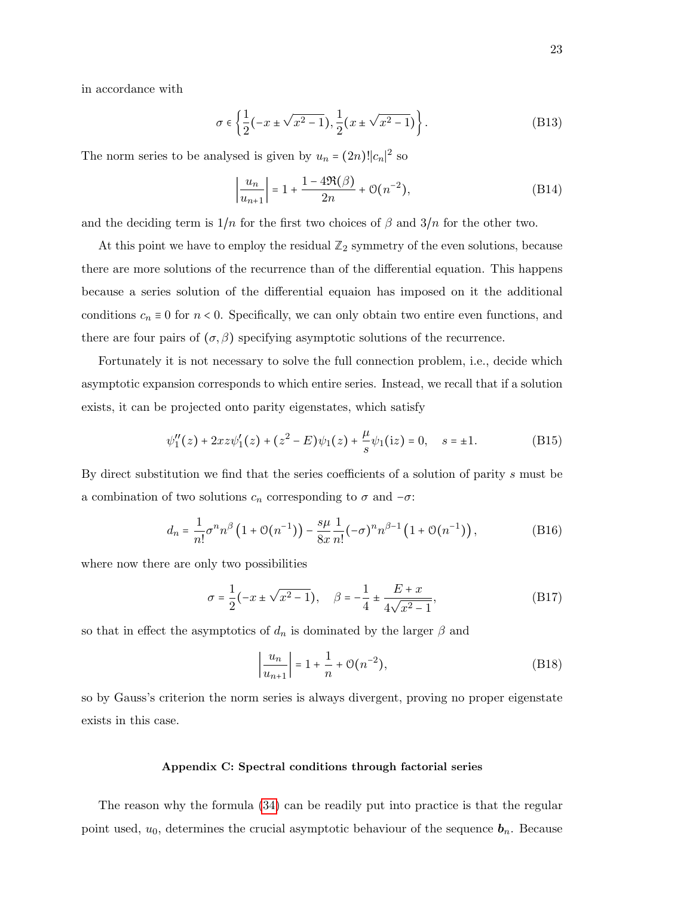in accordance with

$$\sigma \in \left\{ \frac{1}{2}(-x \pm \sqrt{x^2-1}), \frac{1}{2}(x \pm \sqrt{x^2-1}) \right\}. \tag{B13}$$

The norm series to be analysed is given by $u_n = (2n)!|c_n|^2$ so

$$\left| \frac{u_n}{u_{n+1}} \right| = 1 + \frac{1 - 4\Re(\beta)}{2n} + \mathcal{O}(n^{-2}), \tag{B14}$$

and the deciding term is $1/n$ for the first two choices of $\beta$ and $3/n$ for the other two.

At this point we have to employ the residual $\mathbb{Z}_2$ symmetry of the even solutions, because there are more solutions of the recurrence than of the differential equation. This happens because a series solution of the differential equaion has imposed on it the additional conditions $c_n \equiv 0$ for $n < 0$. Specifically, we can only obtain two entire even functions, and there are four pairs of $(\sigma, \beta)$ specifying asymptotic solutions of the recurrence.

Fortunately it is not necessary to solve the full connection problem, i.e., decide which asymptotic expansion corresponds to which entire series. Instead, we recall that if a solution exists, it can be projected onto parity eigenstates, which satisfy

$$\psi_1''(z) + 2xz\psi_1'(z) + (z^2 - E)\psi_1(z) + \frac{\mu}{s}\psi_1(\mathrm{i}z) = 0, \quad s = \pm 1. \tag{B15}$$

By direct substitution we find that the series coefficients of a solution of parity $s$ must be a combination of two solutions $c_n$ corresponding to $\sigma$ and $-\sigma$:

$$d_n = \frac{1}{n!}\sigma^n n^\beta \left(1 + \mathcal{O}(n^{-1})\right) - \frac{s\mu}{8x}\frac{1}{n!}(-\sigma)^n n^{\beta-1}\left(1 + \mathcal{O}(n^{-1})\right), \tag{B16}$$

where now there are only two possibilities

$$\sigma = \frac{1}{2}(-x \pm \sqrt{x^2-1}), \quad \beta = -\frac{1}{4} \pm \frac{E + x}{4\sqrt{x^2-1}}, \tag{B17}$$

so that in effect the asymptotics of $d_n$ is dominated by the larger $\beta$ and

$$\left| \frac{u_n}{u_{n+1}} \right| = 1 + \frac{1}{n} + \mathcal{O}(n^{-2}), \tag{B18}$$

so by Gauss's criterion the norm series is always divergent, proving no proper eigenstate exists in this case.

### Appendix C: Spectral conditions through factorial series

The reason why the formula (34) can be readily put into practice is that the regular point used, $u_0$, determines the crucial asymptotic behaviour of the sequence $\boldsymbol{b}_n$. Because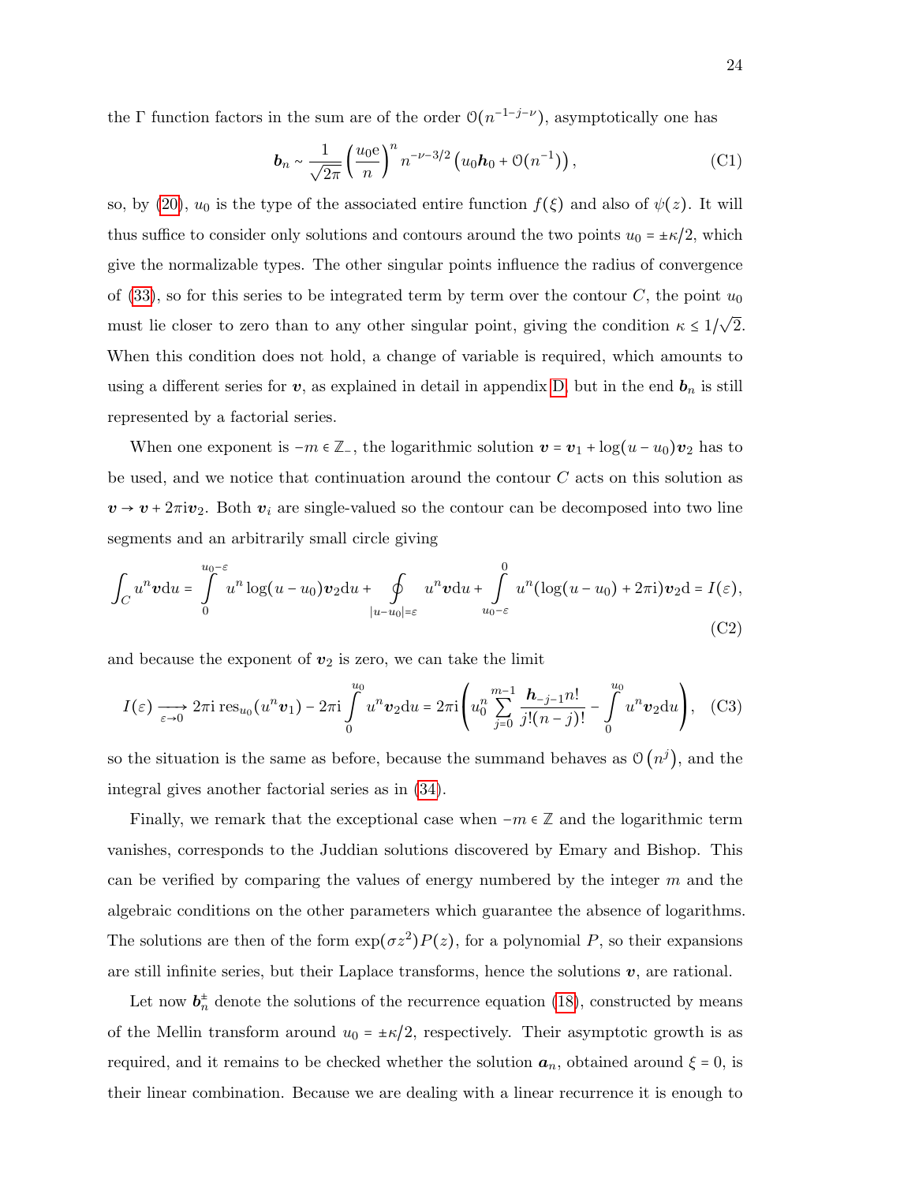the Γ function factors in the sum are of the order $\mathcal{O}(n^{-1-j-\nu})$, asymptotically one has

$$\boldsymbol{b}_n \sim \frac{1}{\sqrt{2\pi}}\left(\frac{u_0 \mathrm{e}}{n}\right)^n n^{-\nu-3/2}\left(u_0 \boldsymbol{h}_0 + \mathcal{O}(n^{-1})\right), \tag{C1}$$

so, by (20), $u_0$ is the type of the associated entire function $f(\xi)$ and also of $\psi(z)$. It will thus suffice to consider only solutions and contours around the two points $u_0 = \pm\kappa/2$, which give the normalizable types. The other singular points influence the radius of convergence of (33), so for this series to be integrated term by term over the contour $C$, the point $u_0$ must lie closer to zero than to any other singular point, giving the condition $\kappa \le 1/\sqrt{2}$. When this condition does not hold, a change of variable is required, which amounts to using a different series for $\boldsymbol{v}$, as explained in detail in appendix D, but in the end $\boldsymbol{b}_n$ is still represented by a factorial series.

When one exponent is $-m \in \mathbb{Z}_-$, the logarithmic solution $\boldsymbol{v} = \boldsymbol{v}_1 + \log(u-u_0)\boldsymbol{v}_2$ has to be used, and we notice that continuation around the contour $C$ acts on this solution as $\boldsymbol{v} \to \boldsymbol{v} + 2\pi\mathrm{i}\boldsymbol{v}_2$. Both $\boldsymbol{v}_i$ are single-valued so the contour can be decomposed into two line segments and an arbitrarily small circle giving

$$\int_C u^n \boldsymbol{v}\mathrm{d}u = \int_0^{u_0-\varepsilon} u^n \log(u-u_0)\boldsymbol{v}_2 \mathrm{d}u + \oint_{|u-u_0|=\varepsilon} u^n \boldsymbol{v}\mathrm{d}u + \int_{u_0-\varepsilon}^{0} u^n(\log(u-u_0) + 2\pi\mathrm{i})\boldsymbol{v}_2 \mathrm{d} = I(\varepsilon), \tag{C2}$$

and because the exponent of $\boldsymbol{v}_2$ is zero, we can take the limit

$$I(\varepsilon) \xrightarrow[\varepsilon\to 0]{} 2\pi\mathrm{i}\,\mathrm{res}_{u_0}(u^n\boldsymbol{v}_1) - 2\pi\mathrm{i}\int_0^{u_0} u^n \boldsymbol{v}_2 \mathrm{d}u = 2\pi\mathrm{i}\left(u_0^n \sum_{j=0}^{m-1} \frac{\boldsymbol{h}_{-j-1} n!}{j!(n-j)!} - \int_0^{u_0} u^n \boldsymbol{v}_2 \mathrm{d}u\right), \tag{C3}$$

so the situation is the same as before, because the summand behaves as $\mathcal{O}\left(n^j\right)$, and the integral gives another factorial series as in (34).

Finally, we remark that the exceptional case when $-m \in \mathbb{Z}$ and the logarithmic term vanishes, corresponds to the Juddian solutions discovered by Emary and Bishop. This can be verified by comparing the values of energy numbered by the integer $m$ and the algebraic conditions on the other parameters which guarantee the absence of logarithms. The solutions are then of the form $\exp(\sigma z^2)P(z)$, for a polynomial $P$, so their expansions are still infinite series, but their Laplace transforms, hence the solutions $\boldsymbol{v}$, are rational.

Let now $\boldsymbol{b}_n^{\pm}$ denote the solutions of the recurrence equation (18), constructed by means of the Mellin transform around $u_0 = \pm\kappa/2$, respectively. Their asymptotic growth is as required, and it remains to be checked whether the solution $\boldsymbol{a}_n$, obtained around $\xi = 0$, is their linear combination. Because we are dealing with a linear recurrence it is enough to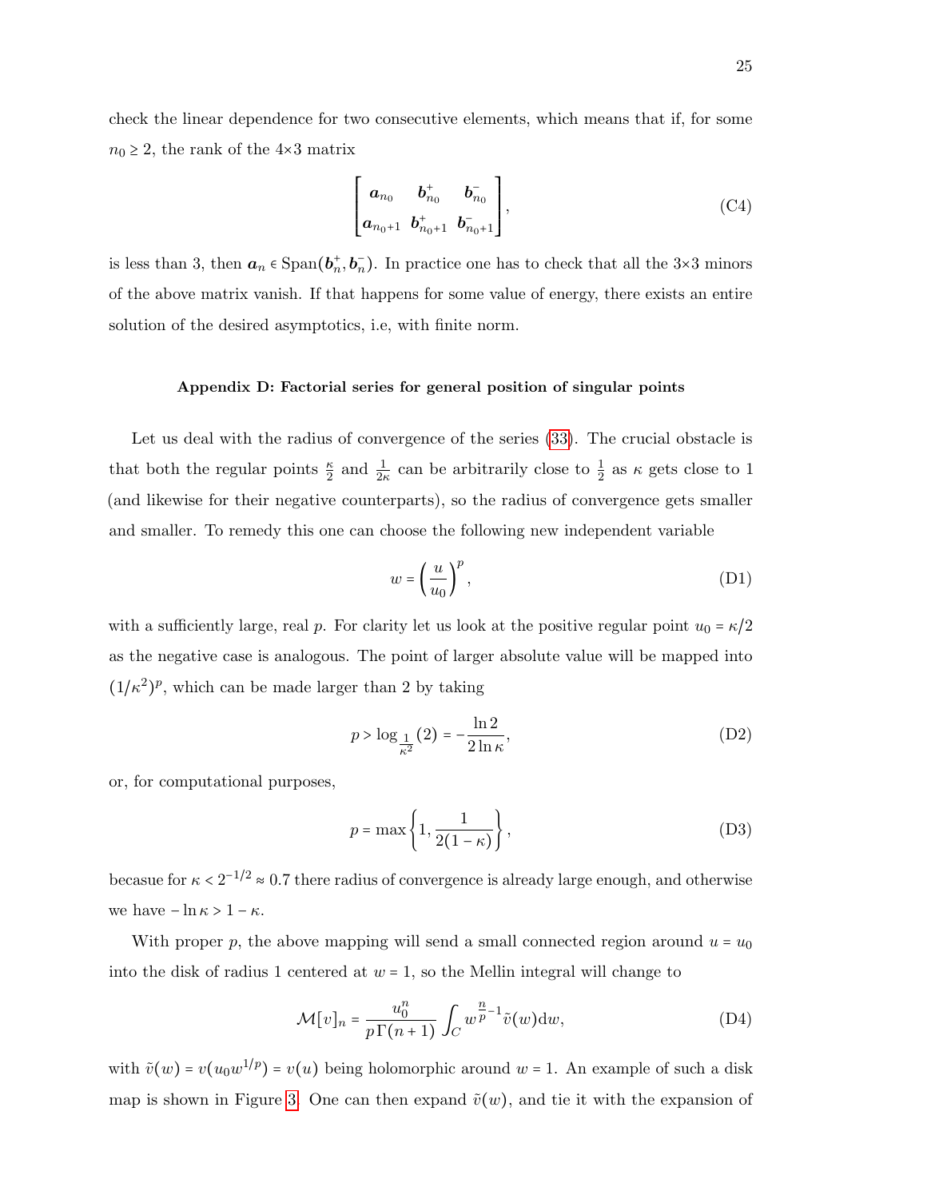check the linear dependence for two consecutive elements, which means that if, for some $n_0 \geq 2$, the rank of the 4×3 matrix

$$\begin{bmatrix} \boldsymbol{a}_{n_0} & \boldsymbol{b}^{+}_{n_0} & \boldsymbol{b}^{-}_{n_0} \\ \boldsymbol{a}_{n_0+1} & \boldsymbol{b}^{+}_{n_0+1} & \boldsymbol{b}^{-}_{n_0+1} \end{bmatrix}, \tag{C4}$$

is less than 3, then $\boldsymbol{a}_n \in \mathrm{Span}(\boldsymbol{b}^{+}_n, \boldsymbol{b}^{-}_n)$. In practice one has to check that all the 3×3 minors of the above matrix vanish. If that happens for some value of energy, there exists an entire solution of the desired asymptotics, i.e, with finite norm.

## Appendix D: Factorial series for general position of singular points

Let us deal with the radius of convergence of the series (33). The crucial obstacle is that both the regular points $\frac{\kappa}{2}$ and $\frac{1}{2\kappa}$ can be arbitrarily close to $\frac{1}{2}$ as $\kappa$ gets close to 1 (and likewise for their negative counterparts), so the radius of convergence gets smaller and smaller. To remedy this one can choose the following new independent variable

$$w = \left(\frac{u}{u_0}\right)^p, \tag{D1}$$

with a sufficiently large, real $p$. For clarity let us look at the positive regular point $u_0 = \kappa/2$ as the negative case is analogous. The point of larger absolute value will be mapped into $(1/\kappa^2)^p$, which can be made larger than 2 by taking

$$p > \log_{\frac{1}{\kappa^2}}(2) = -\frac{\ln 2}{2\ln\kappa}, \tag{D2}$$

or, for computational purposes,

$$p = \max\left\{1, \frac{1}{2(1-\kappa)}\right\}, \tag{D3}$$

becasue for $\kappa < 2^{-1/2} \approx 0.7$ there radius of convergence is already large enough, and otherwise we have $-\ln\kappa > 1-\kappa$.

With proper $p$, the above mapping will send a small connected region around $u = u_0$ into the disk of radius 1 centered at $w = 1$, so the Mellin integral will change to

$$\mathcal{M}[v]_n = \frac{u_0^n}{p\,\Gamma(n+1)} \int_C w^{\frac{n}{p}-1} \tilde{v}(w) \mathrm{d}w, \tag{D4}$$

with $\tilde{v}(w) = v(u_0 w^{1/p}) = v(u)$ being holomorphic around $w = 1$. An example of such a disk map is shown in Figure 3. One can then expand $\tilde{v}(w)$, and tie it with the expansion of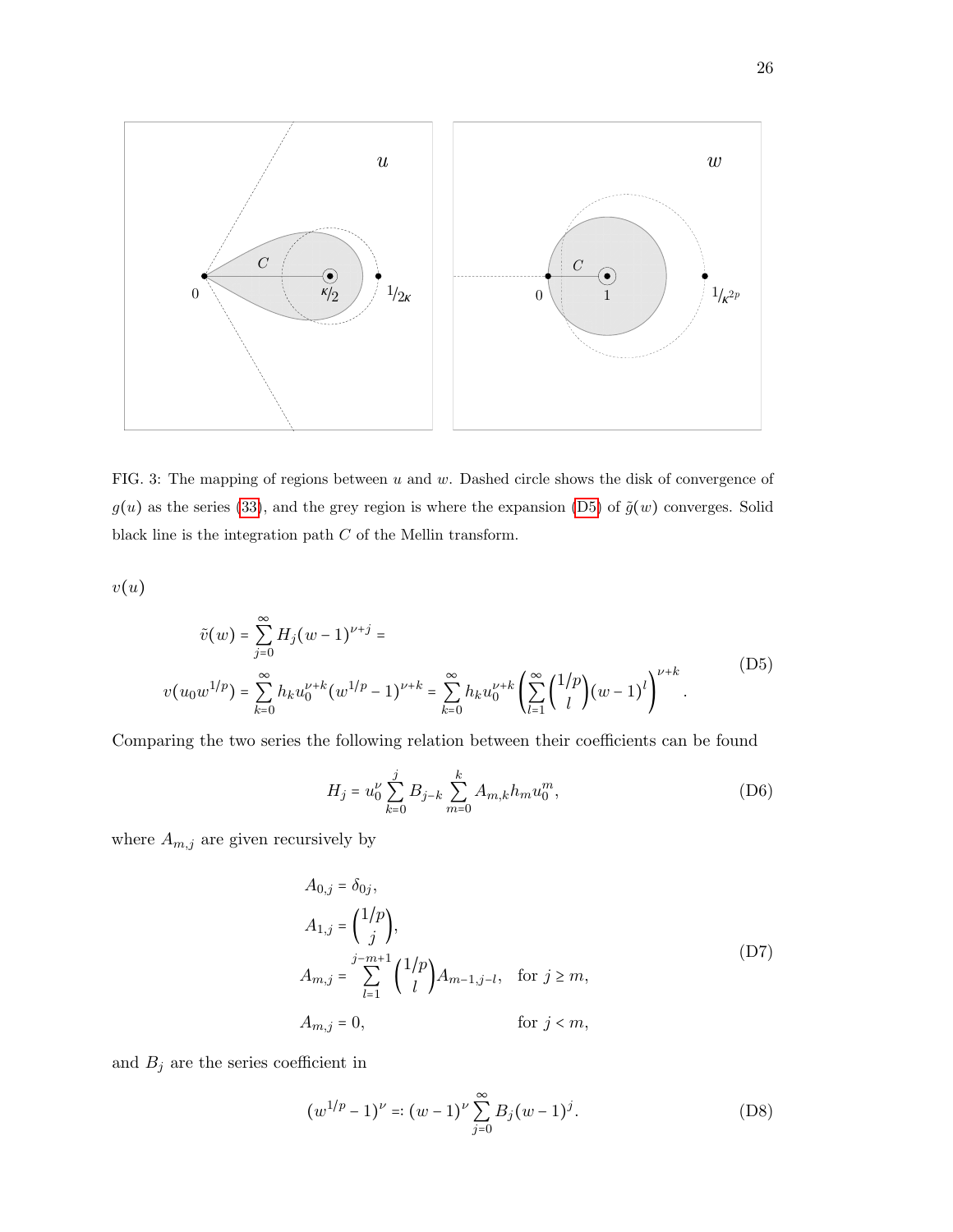FIG. 3: The mapping of regions between $u$ and $w$. Dashed circle shows the disk of convergence of $g(u)$ as the series (33), and the grey region is where the expansion (D5) of $\tilde{g}(w)$ converges. Solid black line is the integration path $C$ of the Mellin transform.

$v(u)$

$$
\begin{aligned}
\tilde{v}(w) &= \sum_{j=0}^{\infty} H_j (w-1)^{\nu+j} = \\
v(u_0 w^{1/p}) &= \sum_{k=0}^{\infty} h_k u_0^{\nu+k} (w^{1/p}-1)^{\nu+k} = \sum_{k=0}^{\infty} h_k u_0^{\nu+k} \left( \sum_{l=1}^{\infty} \binom{1/p}{l} (w-1)^l \right)^{\nu+k}.
\end{aligned}
\tag{D5}
$$

Comparing the two series the following relation between their coefficients can be found

$$
H_j = u_0^{\nu} \sum_{k=0}^{j} B_{j-k} \sum_{m=0}^{k} A_{m,k} h_m u_0^m, \tag{D6}
$$

where $A_{m,j}$ are given recursively by

$$
\begin{aligned}
A_{0,j} &= \delta_{0j}, \\
A_{1,j} &= \binom{1/p}{j}, \\
A_{m,j} &= \sum_{l=1}^{j-m+1} \binom{1/p}{l} A_{m-1,j-l}, \quad \text{for } j \geq m, \\
A_{m,j} &= 0, \qquad\qquad\qquad\qquad \text{for } j < m,
\end{aligned}
\tag{D7}
$$

and $B_j$ are the series coefficient in

$$
(w^{1/p}-1)^{\nu} =: (w-1)^{\nu} \sum_{j=0}^{\infty} B_j (w-1)^j. \tag{D8}
$$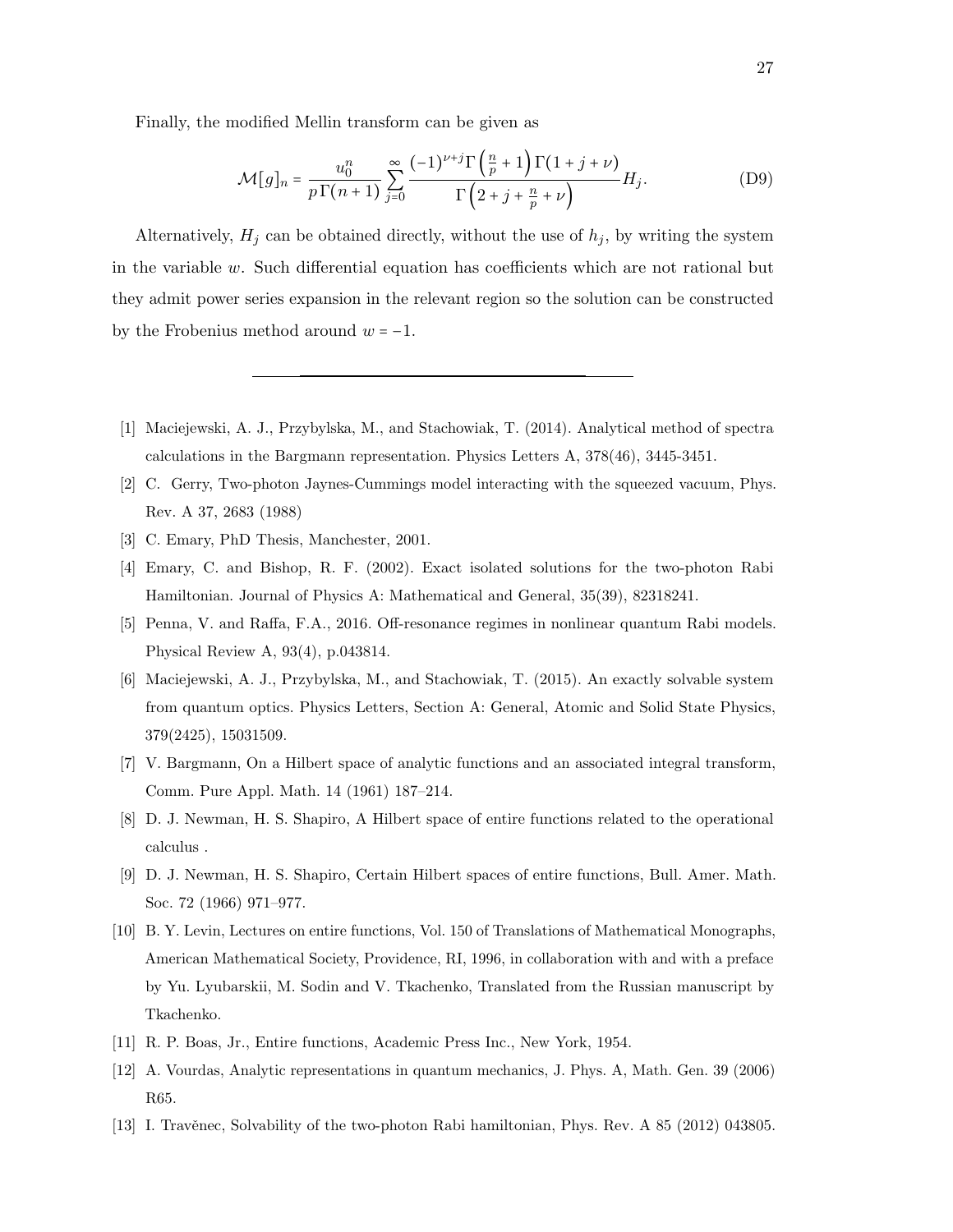Finally, the modified Mellin transform can be given as

$$
\mathcal{M}[g]_n = \frac{u_0^n}{p\,\Gamma(n+1)} \sum_{j=0}^{\infty} \frac{(-1)^{\nu+j}\Gamma\left(\frac{n}{p}+1\right)\Gamma(1+j+\nu)}{\Gamma\left(2+j+\frac{n}{p}+\nu\right)} H_j. \tag{D9}
$$

Alternatively, $H_j$ can be obtained directly, without the use of $h_j$, by writing the system in the variable $w$. Such differential equation has coefficients which are not rational but they admit power series expansion in the relevant region so the solution can be constructed by the Frobenius method around $w = -1$.

---

[1] Maciejewski, A. J., Przybylska, M., and Stachowiak, T. (2014). Analytical method of spectra calculations in the Bargmann representation. Physics Letters A, 378(46), 3445-3451.

[2] C. Gerry, Two-photon Jaynes-Cummings model interacting with the squeezed vacuum, Phys. Rev. A 37, 2683 (1988)

[3] C. Emary, PhD Thesis, Manchester, 2001.

[4] Emary, C. and Bishop, R. F. (2002). Exact isolated solutions for the two-photon Rabi Hamiltonian. Journal of Physics A: Mathematical and General, 35(39), 82318241.

[5] Penna, V. and Raffa, F.A., 2016. Off-resonance regimes in nonlinear quantum Rabi models. Physical Review A, 93(4), p.043814.

[6] Maciejewski, A. J., Przybylska, M., and Stachowiak, T. (2015). An exactly solvable system from quantum optics. Physics Letters, Section A: General, Atomic and Solid State Physics, 379(2425), 15031509.

[7] V. Bargmann, On a Hilbert space of analytic functions and an associated integral transform, Comm. Pure Appl. Math. 14 (1961) 187–214.

[8] D. J. Newman, H. S. Shapiro, A Hilbert space of entire functions related to the operational calculus .

[9] D. J. Newman, H. S. Shapiro, Certain Hilbert spaces of entire functions, Bull. Amer. Math. Soc. 72 (1966) 971–977.

[10] B. Y. Levin, Lectures on entire functions, Vol. 150 of Translations of Mathematical Monographs, American Mathematical Society, Providence, RI, 1996, in collaboration with and with a preface by Yu. Lyubarskii, M. Sodin and V. Tkachenko, Translated from the Russian manuscript by Tkachenko.

[11] R. P. Boas, Jr., Entire functions, Academic Press Inc., New York, 1954.

[12] A. Vourdas, Analytic representations in quantum mechanics, J. Phys. A, Math. Gen. 39 (2006) R65.

[13] I. Travěnec, Solvability of the two-photon Rabi hamiltonian, Phys. Rev. A 85 (2012) 043805.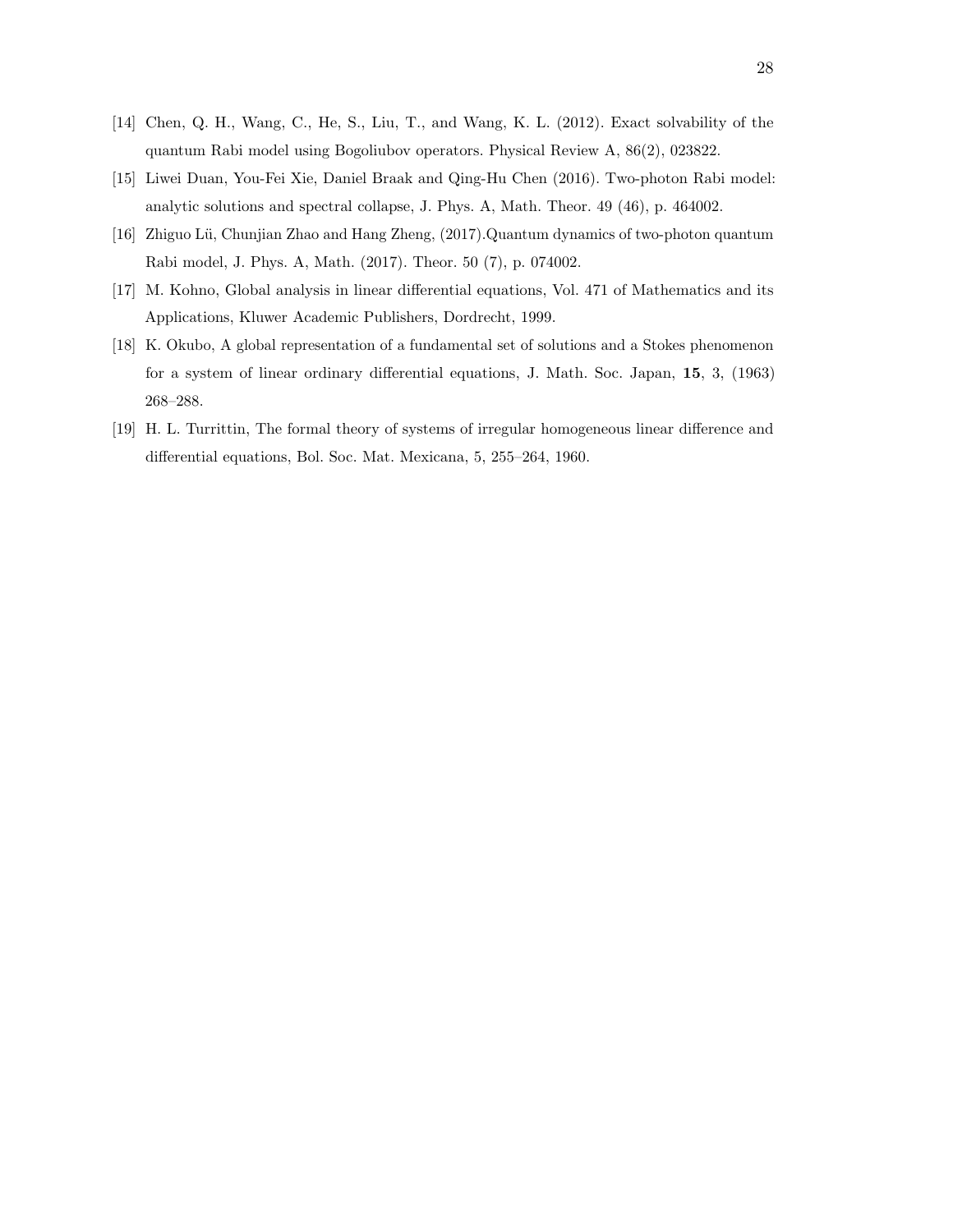[14] Chen, Q. H., Wang, C., He, S., Liu, T., and Wang, K. L. (2012). Exact solvability of the quantum Rabi model using Bogoliubov operators. Physical Review A, 86(2), 023822.

[15] Liwei Duan, You-Fei Xie, Daniel Braak and Qing-Hu Chen (2016). Two-photon Rabi model: analytic solutions and spectral collapse, J. Phys. A, Math. Theor. 49 (46), p. 464002.

[16] Zhiguo Lü, Chunjian Zhao and Hang Zheng, (2017).Quantum dynamics of two-photon quantum Rabi model, J. Phys. A, Math. (2017). Theor. 50 (7), p. 074002.

[17] M. Kohno, Global analysis in linear differential equations, Vol. 471 of Mathematics and its Applications, Kluwer Academic Publishers, Dordrecht, 1999.

[18] K. Okubo, A global representation of a fundamental set of solutions and a Stokes phenomenon for a system of linear ordinary differential equations, J. Math. Soc. Japan, **15**, 3, (1963) 268–288.

[19] H. L. Turrittin, The formal theory of systems of irregular homogeneous linear difference and differential equations, Bol. Soc. Mat. Mexicana, 5, 255–264, 1960.